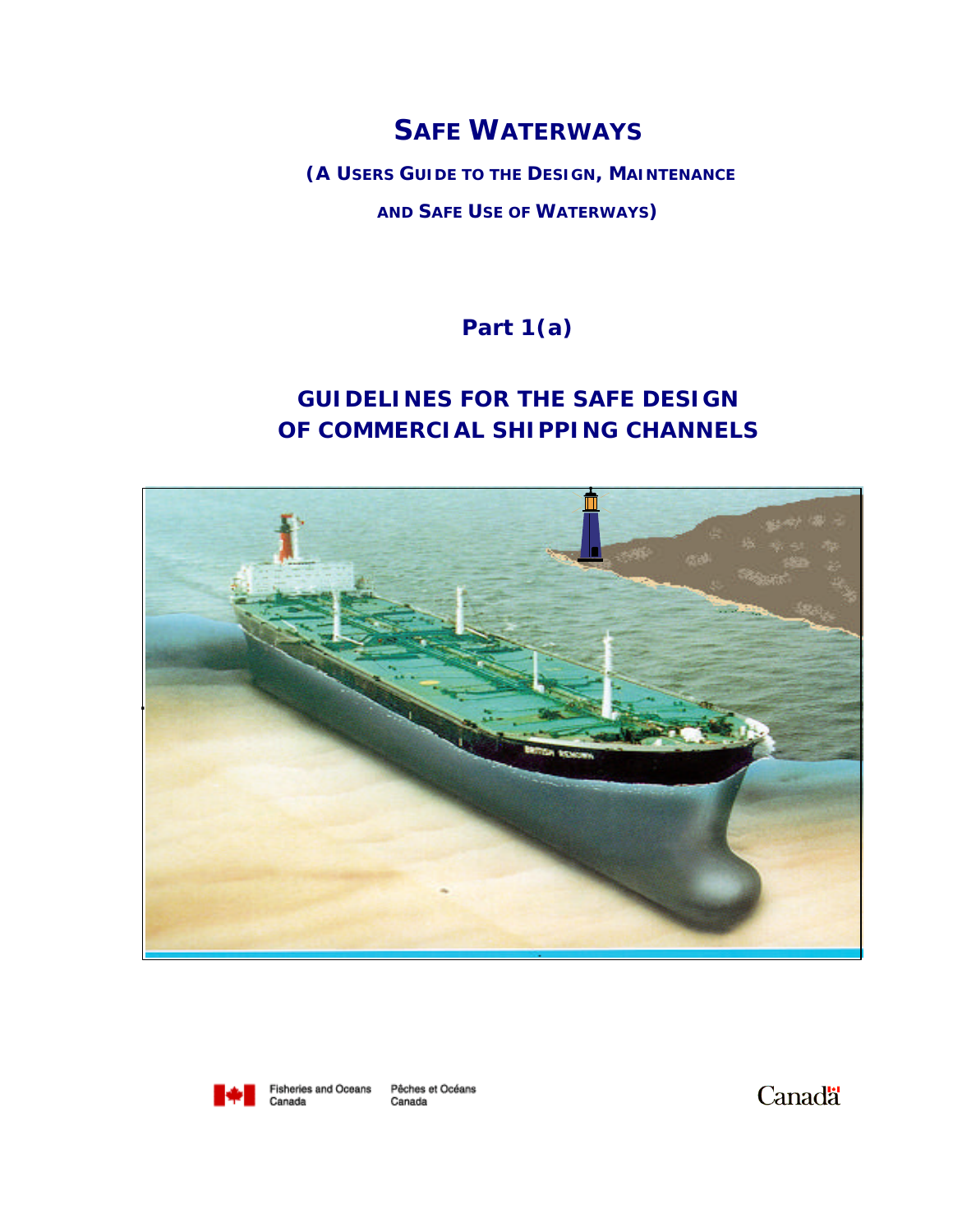# SAFE WATERWAYS

**(A USERS GUIDE TO THE DESIGN, MAINTENANCE AND SAFE USE OF WATERWAYS)**

**Part 1(a)**

## GUIDELINES FOR THE SAFE DESIGN OF COMMERCIAL SHIPPING CHANNELS

Fisheries and Oceans Canada Pêches et Océans Canada

Canada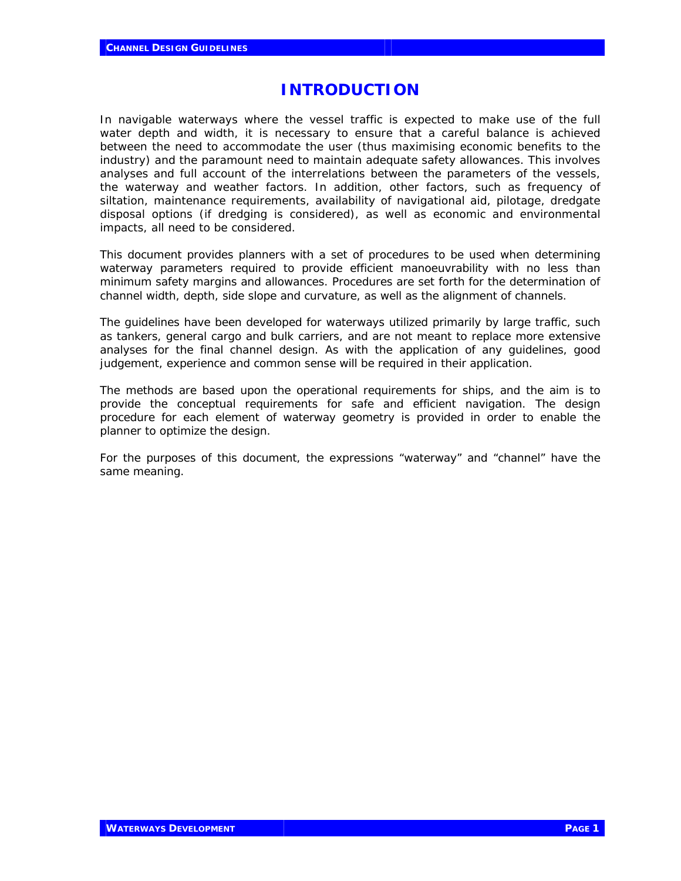# INTRODUCTION

In navigable waterways where the vessel traffic is expected to make use of the full water depth and width, it is necessary to ensure that a careful balance is achieved between the need to accommodate the user (thus maximising economic benefits to the industry) and the paramount need to maintain adequate safety allowances. This involves analyses and full account of the interrelations between the parameters of the vessels, the waterway and weather factors. In addition, other factors, such as frequency of siltation, maintenance requirements, availability of navigational aid, pilotage, dredgate disposal options (if dredging is considered), as well as economic and environmental impacts, all need to be considered.

This document provides planners with a set of procedures to be used when determining waterway parameters required to provide efficient manoeuvrability with no less than minimum safety margins and allowances. Procedures are set forth for the determination of channel width, depth, side slope and curvature, as well as the alignment of channels.

The guidelines have been developed for waterways utilized primarily by large traffic, such as tankers, general cargo and bulk carriers, and are not meant to replace more extensive analyses for the final channel design. As with the application of any guidelines, good judgement, experience and common sense will be required in their application.

The methods are based upon the operational requirements for ships, and the aim is to provide the conceptual requirements for safe and efficient navigation. The design procedure for each element of waterway geometry is provided in order to enable the planner to optimize the design.

For the purposes of this document, the expressions "waterway" and "channel" have the same meaning.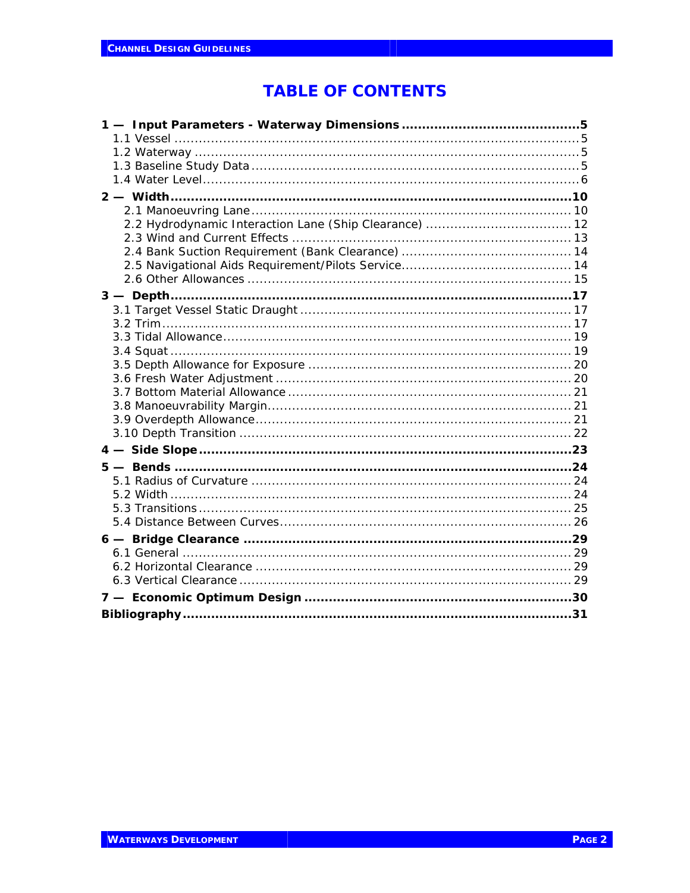# TABLE OF CONTENTS

**1 — Input Parameters - Waterway Dimensions .......... 5**
- 1.1 Vessel .......... 5
- 1.2 Waterway .......... 5
- 1.3 Baseline Study Data .......... 5
- 1.4 Water Level .......... 6

**2 — Width .......... 10**
- 2.1 Manoeuvring Lane .......... 10
- 2.2 Hydrodynamic Interaction Lane (Ship Clearance) .......... 12
- 2.3 Wind and Current Effects .......... 13
- 2.4 Bank Suction Requirement (Bank Clearance) .......... 14
- 2.5 Navigational Aids Requirement/Pilots Service .......... 14
- 2.6 Other Allowances .......... 15

**3 — Depth .......... 17**
- 3.1 Target Vessel Static Draught .......... 17
- 3.2 Trim .......... 17
- 3.3 Tidal Allowance .......... 19
- 3.4 Squat .......... 19
- 3.5 Depth Allowance for Exposure .......... 20
- 3.6 Fresh Water Adjustment .......... 20
- 3.7 Bottom Material Allowance .......... 21
- 3.8 Manoeuvrability Margin .......... 21
- 3.9 Overdepth Allowance .......... 21
- 3.10 Depth Transition .......... 22

**4 — Side Slope .......... 23**

**5 — Bends .......... 24**
- 5.1 Radius of Curvature .......... 24
- 5.2 Width .......... 24
- 5.3 Transitions .......... 25
- 5.4 Distance Between Curves .......... 26

**6 — Bridge Clearance .......... 29**
- 6.1 General .......... 29
- 6.2 Horizontal Clearance .......... 29
- 6.3 Vertical Clearance .......... 29

**7 — Economic Optimum Design .......... 30**

**Bibliography .......... 31**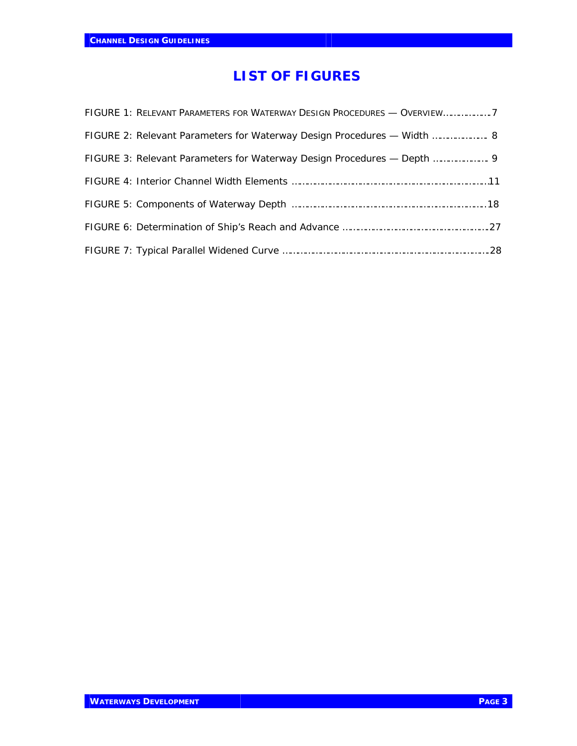# LIST OF FIGURES

FIGURE 1: RELEVANT PARAMETERS FOR WATERWAY DESIGN PROCEDURES — OVERVIEW……………7

FIGURE 2: Relevant Parameters for Waterway Design Procedures — Width ……………… 8

FIGURE 3: Relevant Parameters for Waterway Design Procedures — Depth ……………… 9

FIGURE 4: Interior Channel Width Elements ……………………………………………………………11

FIGURE 5: Components of Waterway Depth ……………………………………………………………18

FIGURE 6: Determination of Ship's Reach and Advance ……………………………………………27

FIGURE 7: Typical Parallel Widened Curve ……………………………………………………………28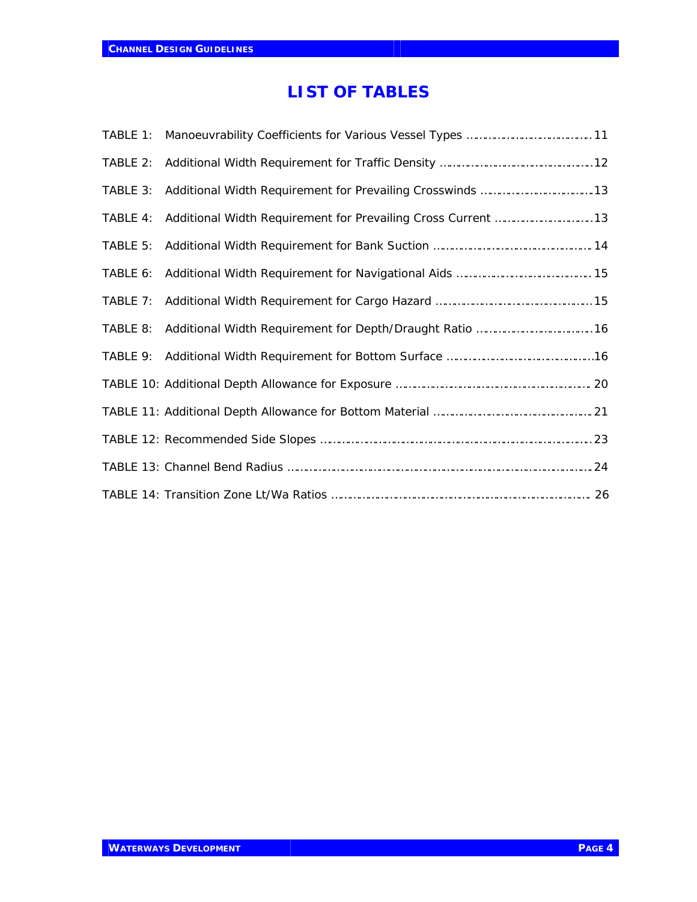# LIST OF TABLES

TABLE 1: Manoeuvrability Coefficients for Various Vessel Types ........................................ 11

TABLE 2: Additional Width Requirement for Traffic Density ........................................ 12

TABLE 3: Additional Width Requirement for Prevailing Crosswinds ........................................ 13

TABLE 4: Additional Width Requirement for Prevailing Cross Current ........................................ 13

TABLE 5: Additional Width Requirement for Bank Suction ........................................ 14

TABLE 6: Additional Width Requirement for Navigational Aids ........................................ 15

TABLE 7: Additional Width Requirement for Cargo Hazard ........................................ 15

TABLE 8: Additional Width Requirement for Depth/Draught Ratio ........................................ 16

TABLE 9: Additional Width Requirement for Bottom Surface ........................................ 16

TABLE 10: Additional Depth Allowance for Exposure ........................................ 20

TABLE 11: Additional Depth Allowance for Bottom Material ........................................ 21

TABLE 12: Recommended Side Slopes ........................................ 23

TABLE 13: Channel Bend Radius ........................................ 24

TABLE 14: Transition Zone Lt/Wa Ratios ........................................ 26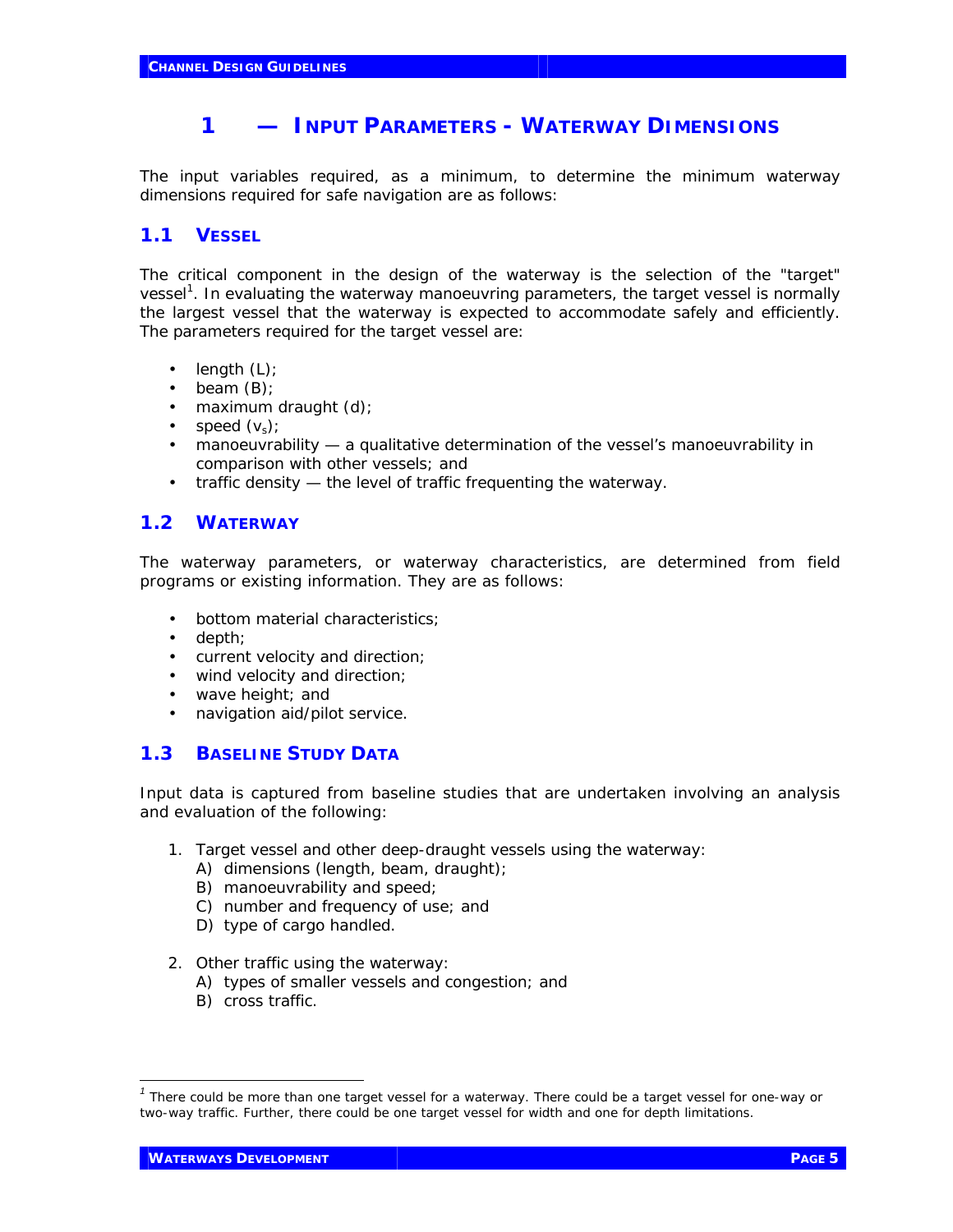# 1 — INPUT PARAMETERS - WATERWAY DIMENSIONS

The input variables required, as a minimum, to determine the minimum waterway dimensions required for safe navigation are as follows:

## 1.1 VESSEL

The critical component in the design of the waterway is the selection of the "target" vessel[1]. In evaluating the waterway manoeuvring parameters, the target vessel is normally the largest vessel that the waterway is expected to accommodate safely and efficiently. The parameters required for the target vessel are:

- length (L);
- beam (B);
- maximum draught (d);
- speed ($v_s$);
- manoeuvrability — a qualitative determination of the vessel's manoeuvrability in comparison with other vessels; and
- traffic density — the level of traffic frequenting the waterway.

## 1.2 WATERWAY

The waterway parameters, or waterway characteristics, are determined from field programs or existing information. They are as follows:

- bottom material characteristics;
- depth;
- current velocity and direction;
- wind velocity and direction;
- wave height; and
- navigation aid/pilot service.

## 1.3 BASELINE STUDY DATA

Input data is captured from baseline studies that are undertaken involving an analysis and evaluation of the following:

1. Target vessel and other deep-draught vessels using the waterway:
   A) dimensions (length, beam, draught);
   B) manoeuvrability and speed;
   C) number and frequency of use; and
   D) type of cargo handled.

2. Other traffic using the waterway:
   A) types of smaller vessels and congestion; and
   B) cross traffic.

---

[1] There could be more than one target vessel for a waterway. There could be a target vessel for one-way or two-way traffic. Further, there could be one target vessel for width and one for depth limitations.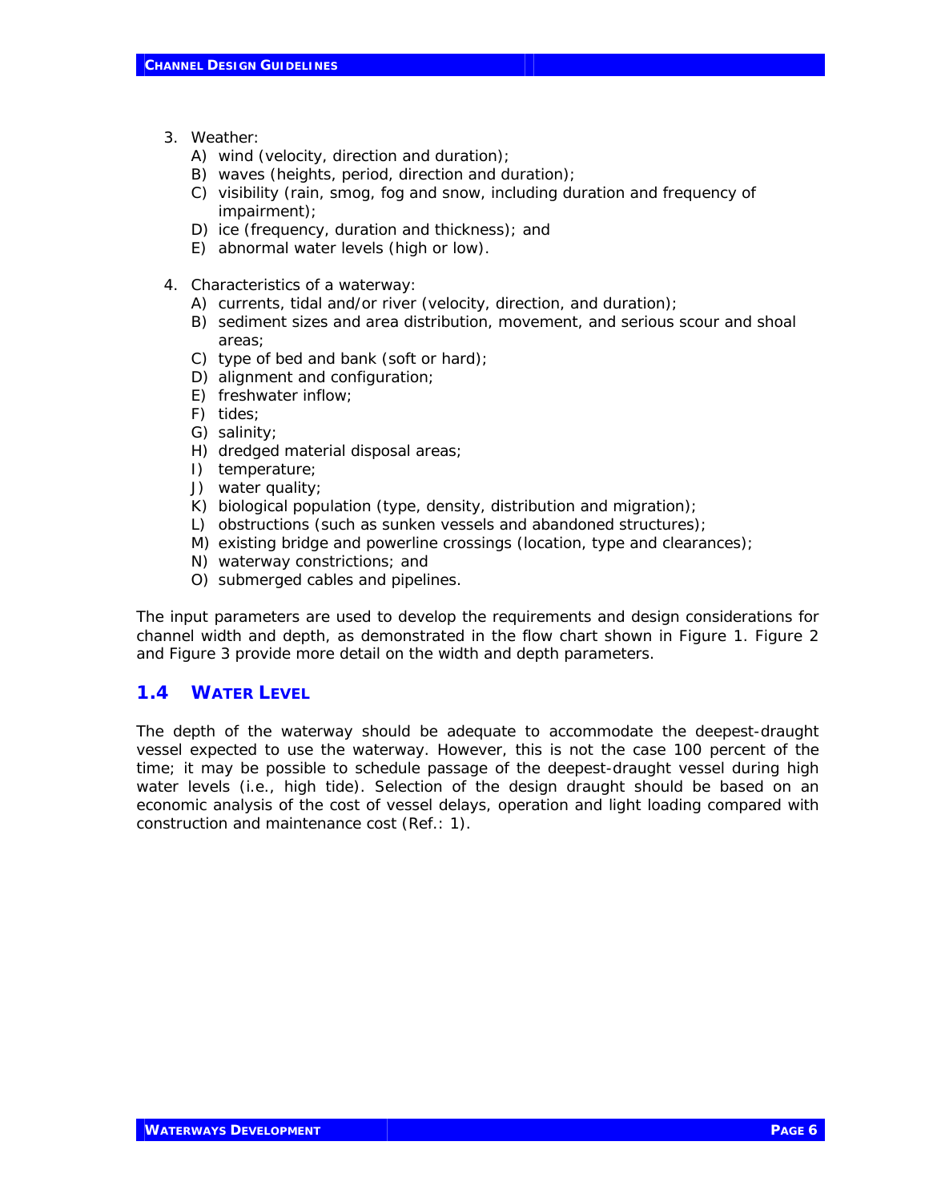3. Weather:
   A) wind (velocity, direction and duration);
   B) waves (heights, period, direction and duration);
   C) visibility (rain, smog, fog and snow, including duration and frequency of impairment);
   D) ice (frequency, duration and thickness); and
   E) abnormal water levels (high or low).

4. Characteristics of a waterway:
   A) currents, tidal and/or river (velocity, direction, and duration);
   B) sediment sizes and area distribution, movement, and serious scour and shoal areas;
   C) type of bed and bank (soft or hard);
   D) alignment and configuration;
   E) freshwater inflow;
   F) tides;
   G) salinity;
   H) dredged material disposal areas;
   I) temperature;
   J) water quality;
   K) biological population (type, density, distribution and migration);
   L) obstructions (such as sunken vessels and abandoned structures);
   M) existing bridge and powerline crossings (location, type and clearances);
   N) waterway constrictions; and
   O) submerged cables and pipelines.

The input parameters are used to develop the requirements and design considerations for channel width and depth, as demonstrated in the flow chart shown in Figure 1. Figure 2 and Figure 3 provide more detail on the width and depth parameters.

## 1.4 WATER LEVEL

The depth of the waterway should be adequate to accommodate the deepest-draught vessel expected to use the waterway. However, this is not the case 100 percent of the time; it may be possible to schedule passage of the deepest-draught vessel during high water levels (i.e., high tide). Selection of the design draught should be based on an economic analysis of the cost of vessel delays, operation and light loading compared with construction and maintenance cost (Ref.: 1).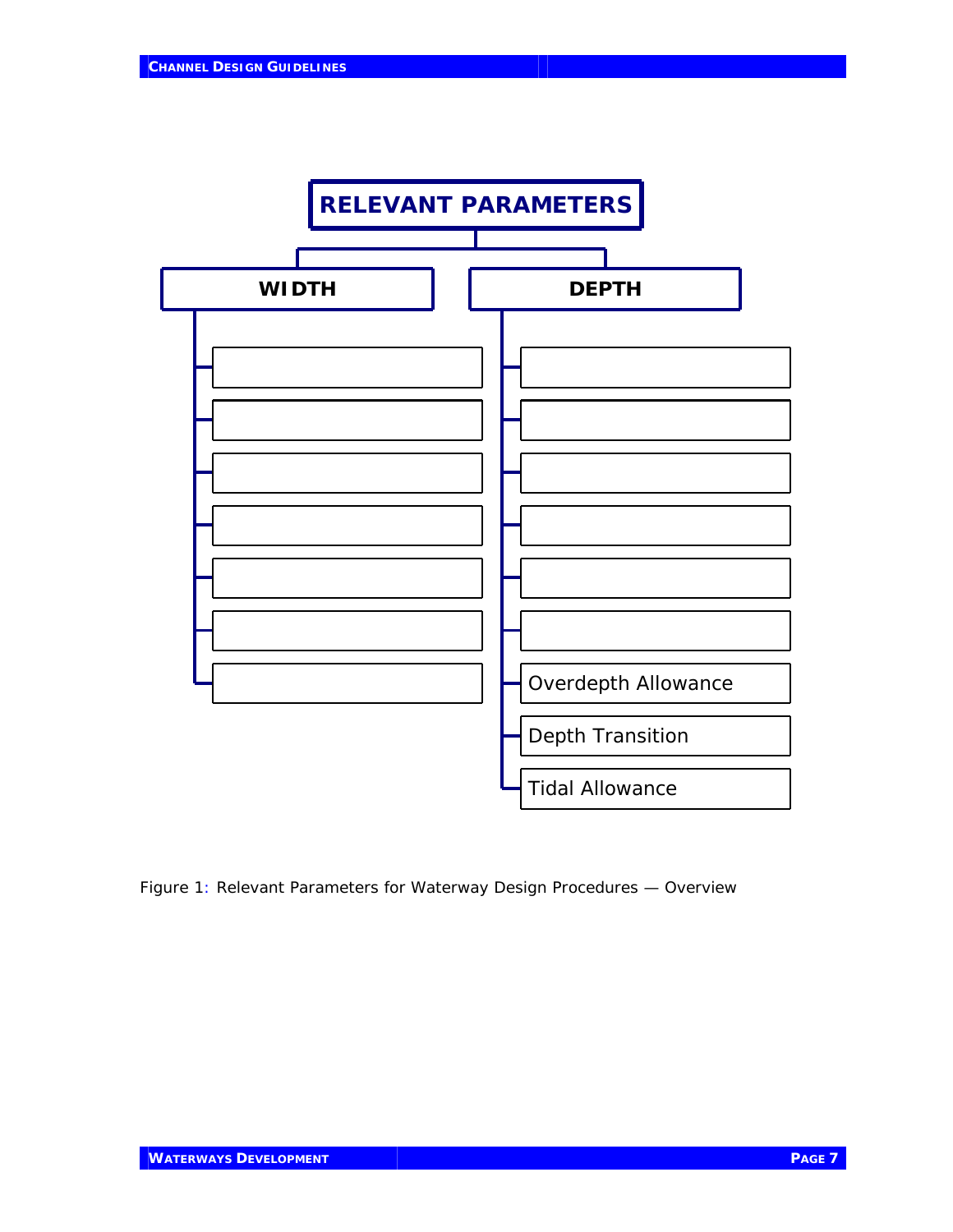**RELEVANT PARAMETERS**

**WIDTH**

**DEPTH**

- Overdepth Allowance
- Depth Transition
- Tidal Allowance

Figure 1: Relevant Parameters for Waterway Design Procedures — Overview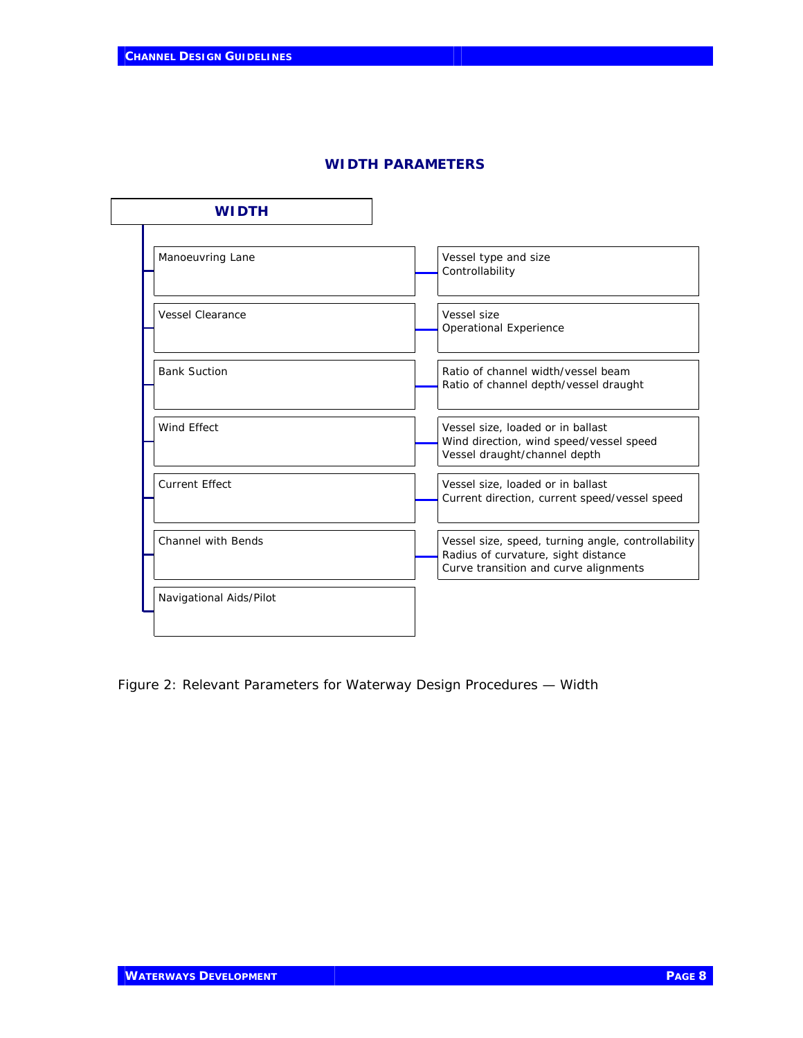## WIDTH PARAMETERS

**WIDTH**

| Parameter | Relevant Factors |
|---|---|
| Manoeuvring Lane | Vessel type and size<br>Controllability |
| Vessel Clearance | Vessel size<br>Operational Experience |
| Bank Suction | Ratio of channel width/vessel beam<br>Ratio of channel depth/vessel draught |
| Wind Effect | Vessel size, loaded or in ballast<br>Wind direction, wind speed/vessel speed<br>Vessel draught/channel depth |
| Current Effect | Vessel size, loaded or in ballast<br>Current direction, current speed/vessel speed |
| Channel with Bends | Vessel size, speed, turning angle, controllability<br>Radius of curvature, sight distance<br>Curve transition and curve alignments |
| Navigational Aids/Pilot | |

Figure 2: Relevant Parameters for Waterway Design Procedures — Width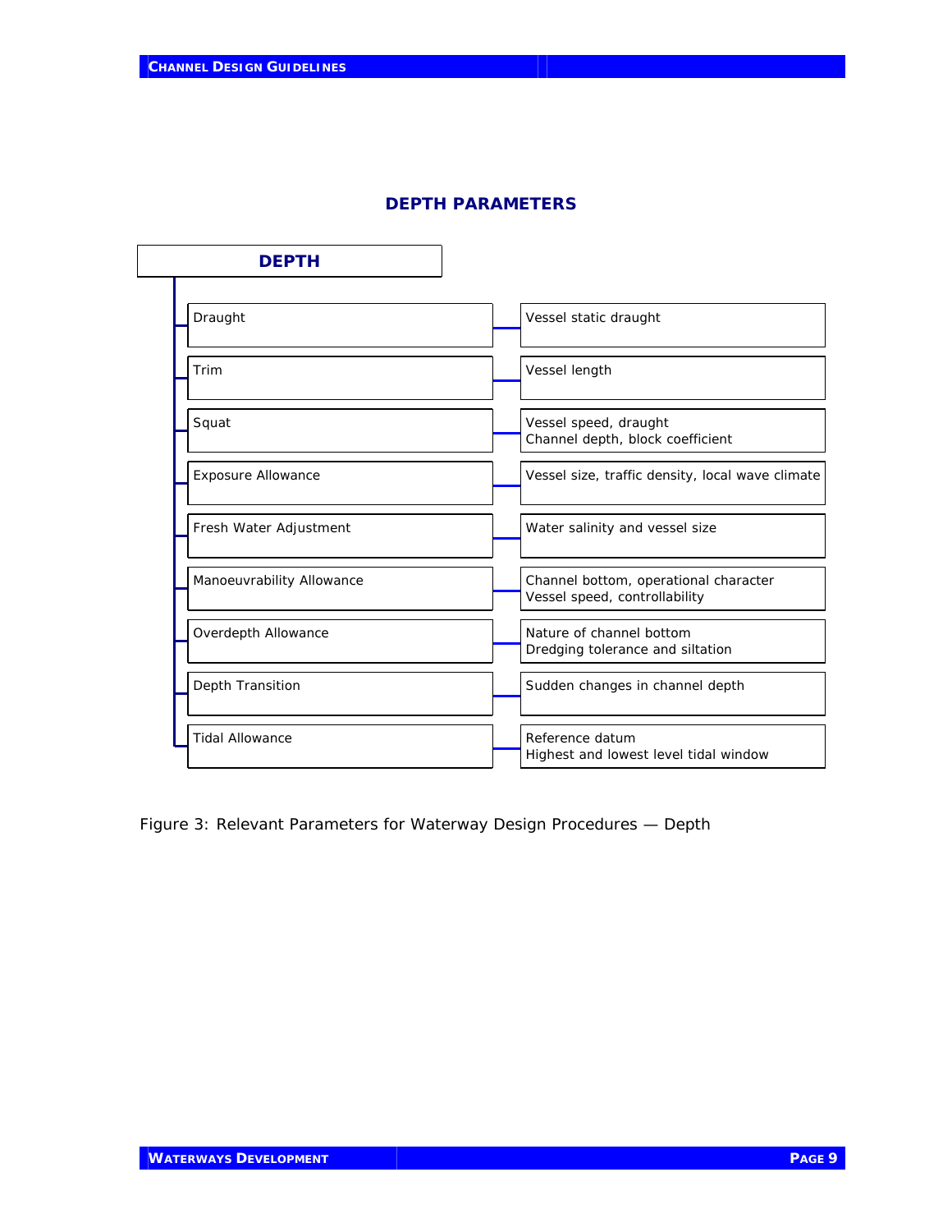## DEPTH PARAMETERS

| DEPTH | |
|---|---|
| Draught | Vessel static draught |
| Trim | Vessel length |
| Squat | Vessel speed, draught<br>Channel depth, block coefficient |
| Exposure Allowance | Vessel size, traffic density, local wave climate |
| Fresh Water Adjustment | Water salinity and vessel size |
| Manoeuvrability Allowance | Channel bottom, operational character<br>Vessel speed, controllability |
| Overdepth Allowance | Nature of channel bottom<br>Dredging tolerance and siltation |
| Depth Transition | Sudden changes in channel depth |
| Tidal Allowance | Reference datum<br>Highest and lowest level tidal window |

Figure 3: Relevant Parameters for Waterway Design Procedures — Depth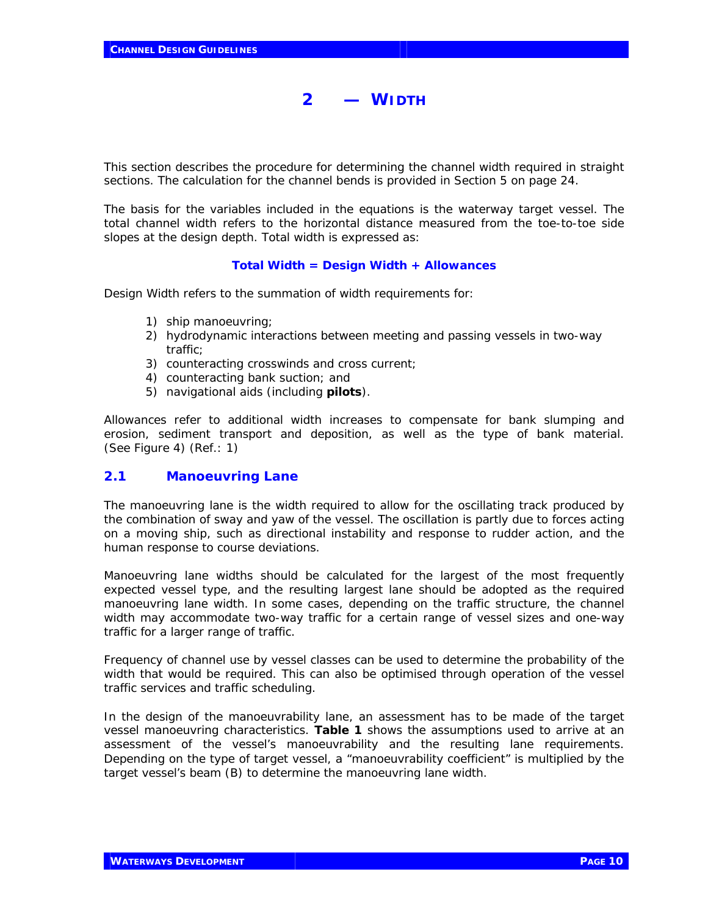# 2 — WIDTH

This section describes the procedure for determining the channel width required in straight sections. The calculation for the channel bends is provided in Section 5 on page 24.

The basis for the variables included in the equations is the waterway target vessel. The total channel width refers to the horizontal distance measured from the toe-to-toe side slopes at the design depth. Total width is expressed as:

**Total Width = Design Width + Allowances**

Design Width refers to the summation of width requirements for:

1) ship manoeuvring;
2) hydrodynamic interactions between meeting and passing vessels in two-way traffic;
3) counteracting crosswinds and cross current;
4) counteracting bank suction; and
5) navigational aids (including **pilots**).

Allowances refer to additional width increases to compensate for bank slumping and erosion, sediment transport and deposition, as well as the type of bank material. (See Figure 4) (Ref.: 1)

## 2.1 Manoeuvring Lane

The manoeuvring lane is the width required to allow for the oscillating track produced by the combination of sway and yaw of the vessel. The oscillation is partly due to forces acting on a moving ship, such as directional instability and response to rudder action, and the human response to course deviations.

Manoeuvring lane widths should be calculated for the largest of the most frequently expected vessel type, and the resulting largest lane should be adopted as the required manoeuvring lane width. In some cases, depending on the traffic structure, the channel width may accommodate two-way traffic for a certain range of vessel sizes and one-way traffic for a larger range of traffic.

Frequency of channel use by vessel classes can be used to determine the probability of the width that would be required. This can also be optimised through operation of the vessel traffic services and traffic scheduling.

In the design of the manoeuvrability lane, an assessment has to be made of the target vessel manoeuvring characteristics. **Table 1** shows the assumptions used to arrive at an assessment of the vessel's manoeuvrability and the resulting lane requirements. Depending on the type of target vessel, a "manoeuvrability coefficient" is multiplied by the target vessel's beam (B) to determine the manoeuvring lane width.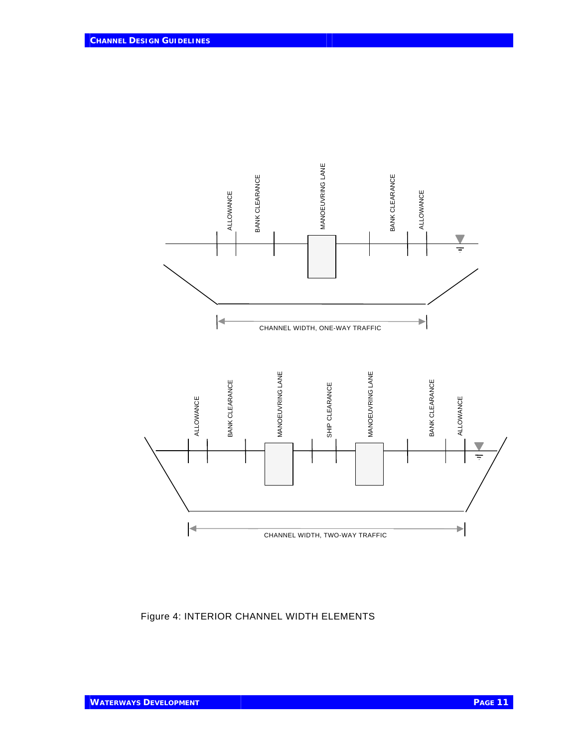Figure 4: INTERIOR CHANNEL WIDTH ELEMENTS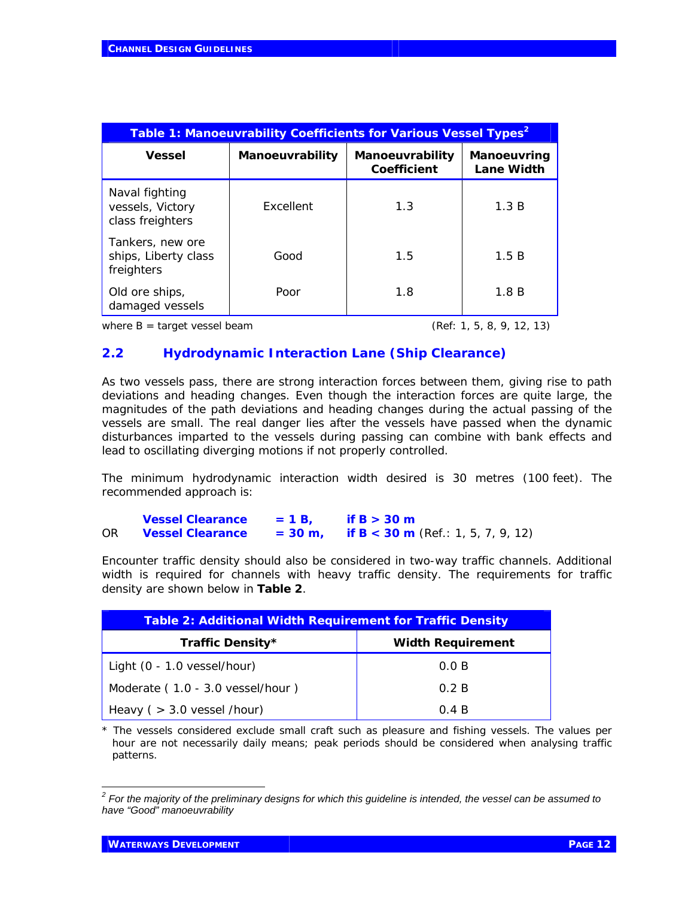| Table 1: Manoeuvrability Coefficients for Various Vessel Types[2] | | | |
|---|---|---|---|
| **Vessel** | **Manoeuvrability** | **Manoeuvrability Coefficient** | **Manoeuvring Lane Width** |
| Naval fighting vessels, Victory class freighters | Excellent | 1.3 | 1.3 B |
| Tankers, new ore ships, Liberty class freighters | Good | 1.5 | 1.5 B |
| Old ore ships, damaged vessels | Poor | 1.8 | 1.8 B |

where B = target vessel beam (Ref: 1, 5, 8, 9, 12, 13)

## 2.2 Hydrodynamic Interaction Lane (Ship Clearance)

As two vessels pass, there are strong interaction forces between them, giving rise to path deviations and heading changes. Even though the interaction forces are quite large, the magnitudes of the path deviations and heading changes during the actual passing of the vessels are small. The real danger lies after the vessels have passed when the dynamic disturbances imparted to the vessels during passing can combine with bank effects and lead to oscillating diverging motions if not properly controlled.

The minimum hydrodynamic interaction width desired is 30 metres (100 feet). The recommended approach is:

**Vessel Clearance = 1 B, if B > 30 m**

OR **Vessel Clearance = 30 m, if B < 30 m** (Ref.: 1, 5, 7, 9, 12)

Encounter traffic density should also be considered in two-way traffic channels. Additional width is required for channels with heavy traffic density. The requirements for traffic density are shown below in **Table 2**.

| Table 2: Additional Width Requirement for Traffic Density | |
|---|---|
| **Traffic Density*** | **Width Requirement** |
| Light (0 - 1.0 vessel/hour) | 0.0 B |
| Moderate ( 1.0 - 3.0 vessel/hour ) | 0.2 B |
| Heavy ( > 3.0 vessel /hour) | 0.4 B |

\* The vessels considered exclude small craft such as pleasure and fishing vessels. The values per hour are not necessarily daily means; peak periods should be considered when analysing traffic patterns.

[2] *For the majority of the preliminary designs for which this guideline is intended, the vessel can be assumed to have "Good" manoeuvrability*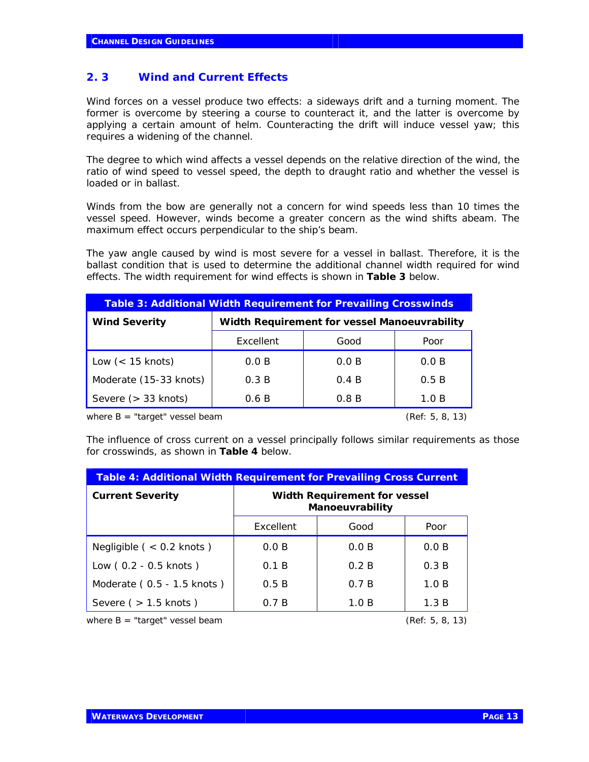## 2. 3 Wind and Current Effects

Wind forces on a vessel produce two effects: a sideways drift and a turning moment. The former is overcome by steering a course to counteract it, and the latter is overcome by applying a certain amount of helm. Counteracting the drift will induce vessel yaw; this requires a widening of the channel.

The degree to which wind affects a vessel depends on the relative direction of the wind, the ratio of wind speed to vessel speed, the depth to draught ratio and whether the vessel is loaded or in ballast.

Winds from the bow are generally not a concern for wind speeds less than 10 times the vessel speed. However, winds become a greater concern as the wind shifts abeam. The maximum effect occurs perpendicular to the ship's beam.

The yaw angle caused by wind is most severe for a vessel in ballast. Therefore, it is the ballast condition that is used to determine the additional channel width required for wind effects. The width requirement for wind effects is shown in **Table 3** below.

**Table 3: Additional Width Requirement for Prevailing Crosswinds**

| Wind Severity | Width Requirement for vessel Manoeuvrability | | |
|---|---|---|---|
| | Excellent | Good | Poor |
| Low (< 15 knots) | 0.0 B | 0.0 B | 0.0 B |
| Moderate (15-33 knots) | 0.3 B | 0.4 B | 0.5 B |
| Severe (> 33 knots) | 0.6 B | 0.8 B | 1.0 B |

where B = "target" vessel beam (Ref: 5, 8, 13)

The influence of cross current on a vessel principally follows similar requirements as those for crosswinds, as shown in **Table 4** below.

**Table 4: Additional Width Requirement for Prevailing Cross Current**

| Current Severity | Width Requirement for vessel Manoeuvrability | | |
|---|---|---|---|
| | Excellent | Good | Poor |
| Negligible ( < 0.2 knots ) | 0.0 B | 0.0 B | 0.0 B |
| Low ( 0.2 - 0.5 knots ) | 0.1 B | 0.2 B | 0.3 B |
| Moderate ( 0.5 - 1.5 knots ) | 0.5 B | 0.7 B | 1.0 B |
| Severe ( > 1.5 knots ) | 0.7 B | 1.0 B | 1.3 B |

where B = "target" vessel beam (Ref: 5, 8, 13)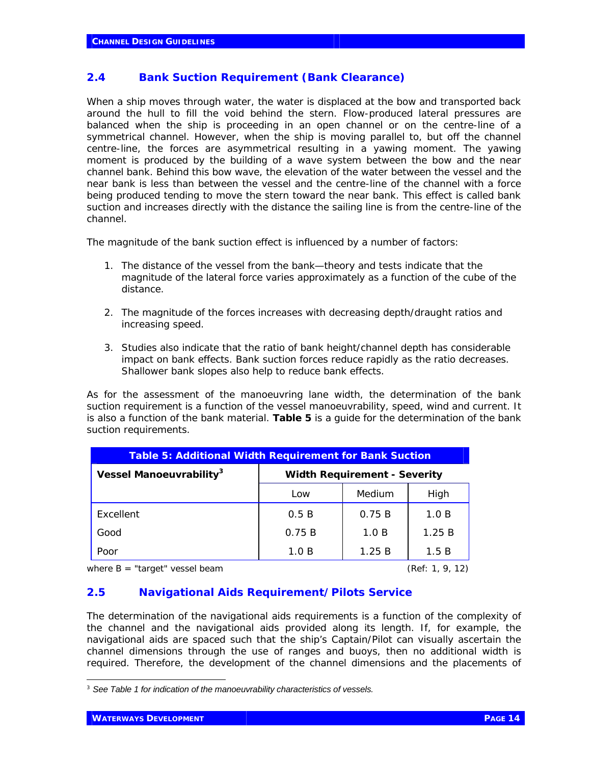## 2.4 Bank Suction Requirement (Bank Clearance)

When a ship moves through water, the water is displaced at the bow and transported back around the hull to fill the void behind the stern. Flow-produced lateral pressures are balanced when the ship is proceeding in an open channel or on the centre-line of a symmetrical channel. However, when the ship is moving parallel to, but off the channel centre-line, the forces are asymmetrical resulting in a yawing moment. The yawing moment is produced by the building of a wave system between the bow and the near channel bank. Behind this bow wave, the elevation of the water between the vessel and the near bank is less than between the vessel and the centre-line of the channel with a force being produced tending to move the stern toward the near bank. This effect is called bank suction and increases directly with the distance the sailing line is from the centre-line of the channel.

The magnitude of the bank suction effect is influenced by a number of factors:

1. The distance of the vessel from the bank—theory and tests indicate that the magnitude of the lateral force varies approximately as a function of the cube of the distance.

2. The magnitude of the forces increases with decreasing depth/draught ratios and increasing speed.

3. Studies also indicate that the ratio of bank height/channel depth has considerable impact on bank effects. Bank suction forces reduce rapidly as the ratio decreases. Shallower bank slopes also help to reduce bank effects.

As for the assessment of the manoeuvring lane width, the determination of the bank suction requirement is a function of the vessel manoeuvrability, speed, wind and current. It is also a function of the bank material. **Table 5** is a guide for the determination of the bank suction requirements.

**Table 5: Additional Width Requirement for Bank Suction**

| Vessel Manoeuvrability[3] | Width Requirement - Severity | | |
|---|---|---|---|
| | Low | Medium | High |
| Excellent | 0.5 B | 0.75 B | 1.0 B |
| Good | 0.75 B | 1.0 B | 1.25 B |
| Poor | 1.0 B | 1.25 B | 1.5 B |

where B = "target" vessel beam (Ref: 1, 9, 12)

## 2.5 Navigational Aids Requirement/Pilots Service

The determination of the navigational aids requirements is a function of the complexity of the channel and the navigational aids provided along its length. If, for example, the navigational aids are spaced such that the ship's Captain/Pilot can visually ascertain the channel dimensions through the use of ranges and buoys, then no additional width is required. Therefore, the development of the channel dimensions and the placements of

[3] *See Table 1 for indication of the manoeuvrability characteristics of vessels.*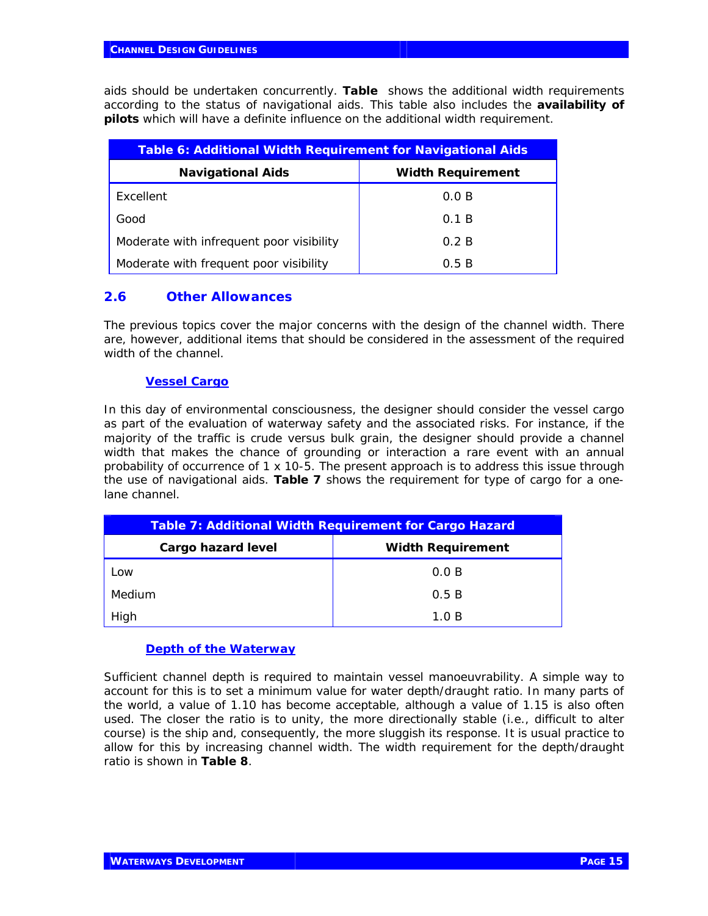aids should be undertaken concurrently. **Table** shows the additional width requirements according to the status of navigational aids. This table also includes the **availability of pilots** which will have a definite influence on the additional width requirement.

**Table 6: Additional Width Requirement for Navigational Aids**

| Navigational Aids | Width Requirement |
|---|---|
| Excellent | 0.0 B |
| Good | 0.1 B |
| Moderate with infrequent poor visibility | 0.2 B |
| Moderate with frequent poor visibility | 0.5 B |

## 2.6 Other Allowances

The previous topics cover the major concerns with the design of the channel width. There are, however, additional items that should be considered in the assessment of the required width of the channel.

### Vessel Cargo

In this day of environmental consciousness, the designer should consider the vessel cargo as part of the evaluation of waterway safety and the associated risks. For instance, if the majority of the traffic is crude versus bulk grain, the designer should provide a channel width that makes the chance of grounding or interaction a rare event with an annual probability of occurrence of 1 x 10-5. The present approach is to address this issue through the use of navigational aids. **Table 7** shows the requirement for type of cargo for a one-lane channel.

**Table 7: Additional Width Requirement for Cargo Hazard**

| Cargo hazard level | Width Requirement |
|---|---|
| Low | 0.0 B |
| Medium | 0.5 B |
| High | 1.0 B |

### Depth of the Waterway

Sufficient channel depth is required to maintain vessel manoeuvrability. A simple way to account for this is to set a minimum value for water depth/draught ratio. In many parts of the world, a value of 1.10 has become acceptable, although a value of 1.15 is also often used. The closer the ratio is to unity, the more directionally stable (i.e., difficult to alter course) is the ship and, consequently, the more sluggish its response. It is usual practice to allow for this by increasing channel width. The width requirement for the depth/draught ratio is shown in **Table 8**.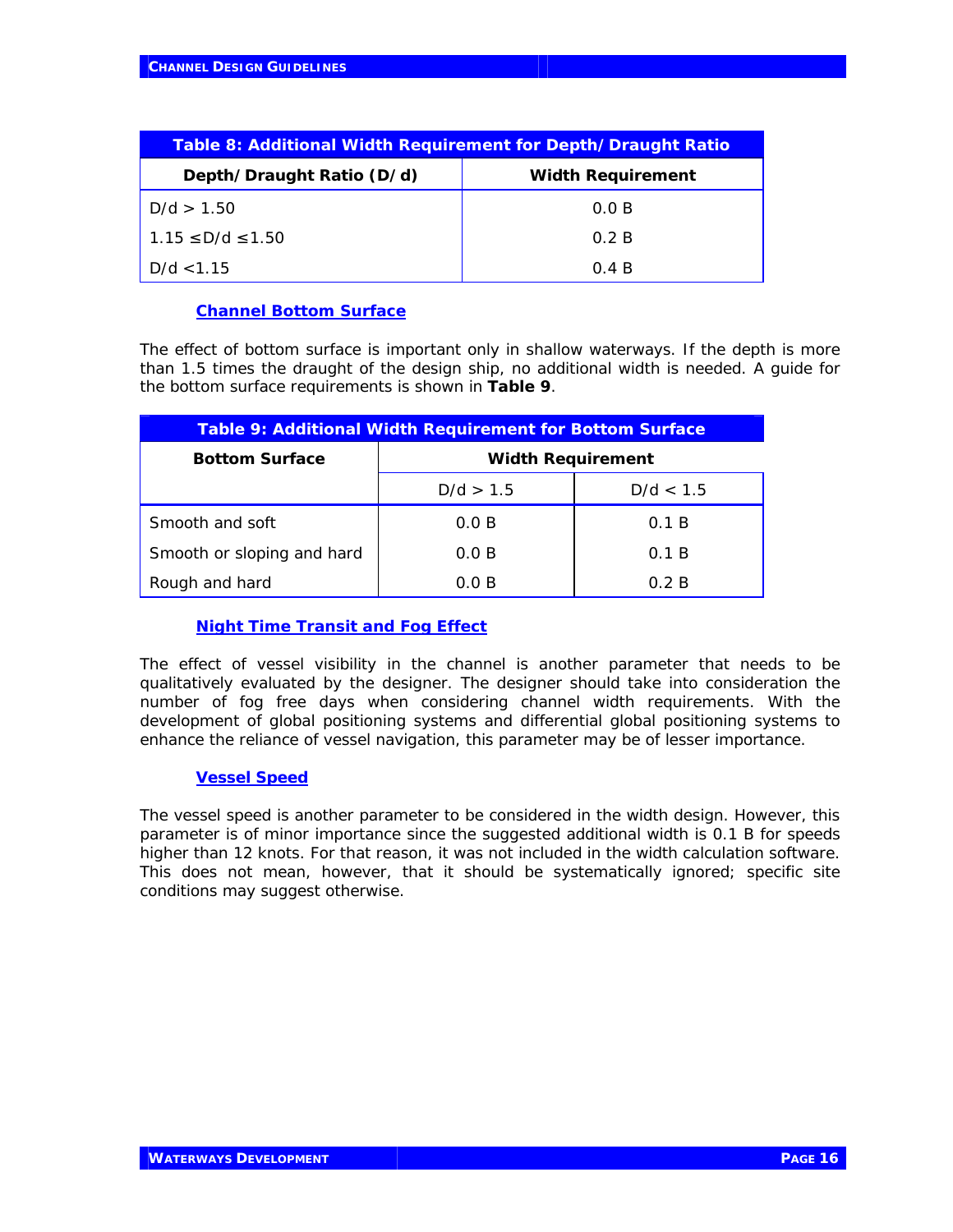| Table 8: Additional Width Requirement for Depth/Draught Ratio | |
|---|---|
| **Depth/Draught Ratio (D/d)** | **Width Requirement** |
| D/d > 1.50 | 0.0 B |
| 1.15 ≤D/d ≤1.50 | 0.2 B |
| D/d <1.15 | 0.4 B |

### Channel Bottom Surface

The effect of bottom surface is important only in shallow waterways. If the depth is more than 1.5 times the draught of the design ship, no additional width is needed. A guide for the bottom surface requirements is shown in **Table 9**.

| Table 9: Additional Width Requirement for Bottom Surface | | |
|---|---|---|
| **Bottom Surface** | **Width Requirement** | |
| | D/d > 1.5 | D/d < 1.5 |
| Smooth and soft | 0.0 B | 0.1 B |
| Smooth or sloping and hard | 0.0 B | 0.1 B |
| Rough and hard | 0.0 B | 0.2 B |

### Night Time Transit and Fog Effect

The effect of vessel visibility in the channel is another parameter that needs to be qualitatively evaluated by the designer. The designer should take into consideration the number of fog free days when considering channel width requirements. With the development of global positioning systems and differential global positioning systems to enhance the reliance of vessel navigation, this parameter may be of lesser importance.

### Vessel Speed

The vessel speed is another parameter to be considered in the width design. However, this parameter is of minor importance since the suggested additional width is 0.1 B for speeds higher than 12 knots. For that reason, it was not included in the width calculation software. This does not mean, however, that it should be systematically ignored; specific site conditions may suggest otherwise.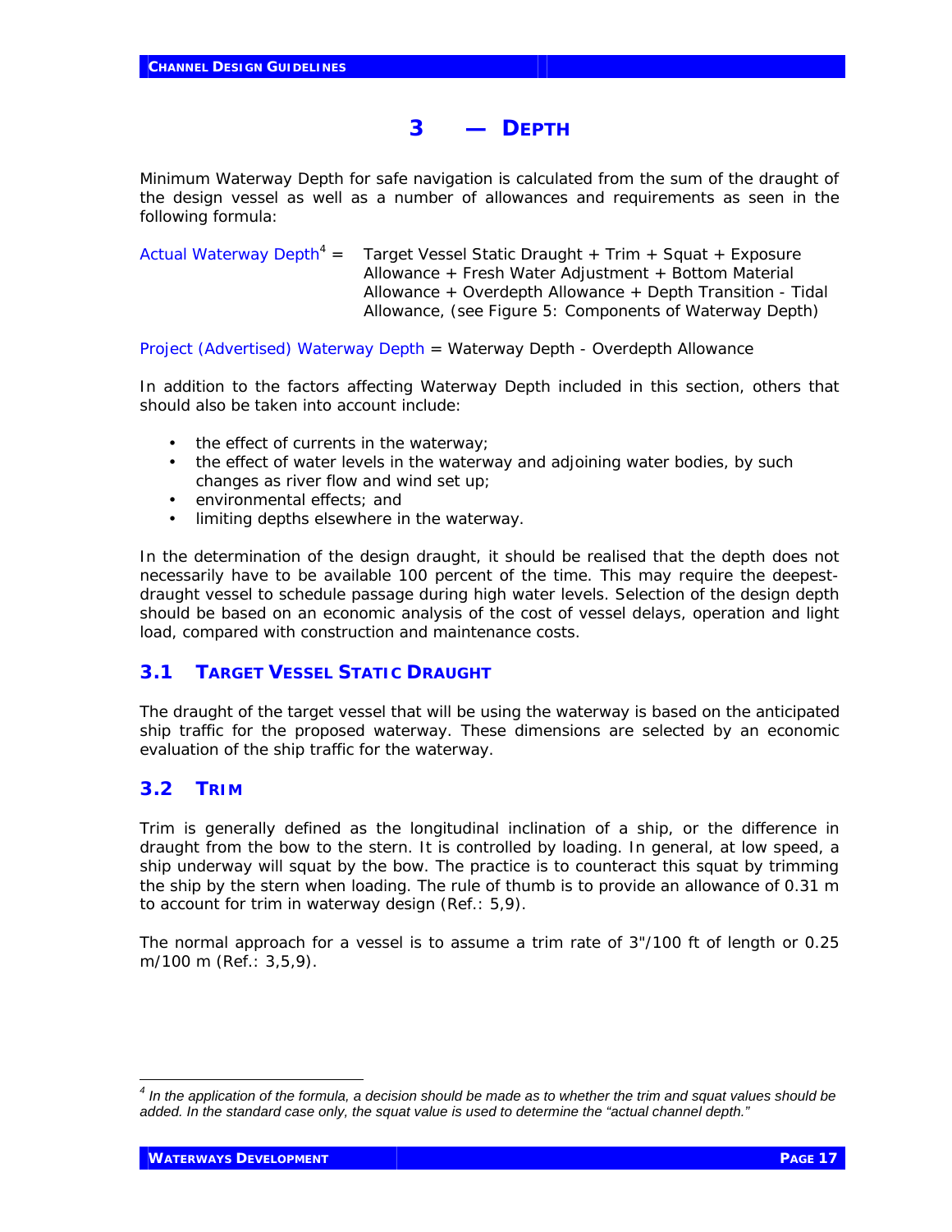# 3 — DEPTH

Minimum Waterway Depth for safe navigation is calculated from the sum of the draught of the design vessel as well as a number of allowances and requirements as seen in the following formula:

Actual Waterway Depth[4] = Target Vessel Static Draught + Trim + Squat + Exposure Allowance + Fresh Water Adjustment + Bottom Material Allowance + Overdepth Allowance + Depth Transition - Tidal Allowance, (see Figure 5: Components of Waterway Depth)

Project (Advertised) Waterway Depth = Waterway Depth - Overdepth Allowance

In addition to the factors affecting Waterway Depth included in this section, others that should also be taken into account include:

- the effect of currents in the waterway;
- the effect of water levels in the waterway and adjoining water bodies, by such changes as river flow and wind set up;
- environmental effects; and
- limiting depths elsewhere in the waterway.

In the determination of the design draught, it should be realised that the depth does not necessarily have to be available 100 percent of the time. This may require the deepest-draught vessel to schedule passage during high water levels. Selection of the design depth should be based on an economic analysis of the cost of vessel delays, operation and light load, compared with construction and maintenance costs.

## 3.1 TARGET VESSEL STATIC DRAUGHT

The draught of the target vessel that will be using the waterway is based on the anticipated ship traffic for the proposed waterway. These dimensions are selected by an economic evaluation of the ship traffic for the waterway.

## 3.2 TRIM

Trim is generally defined as the longitudinal inclination of a ship, or the difference in draught from the bow to the stern. It is controlled by loading. In general, at low speed, a ship underway will squat by the bow. The practice is to counteract this squat by trimming the ship by the stern when loading. The rule of thumb is to provide an allowance of 0.31 m to account for trim in waterway design (Ref.: 5,9).

The normal approach for a vessel is to assume a trim rate of 3"/100 ft of length or 0.25 m/100 m (Ref.: 3,5,9).

---

[4] *In the application of the formula, a decision should be made as to whether the trim and squat values should be added. In the standard case only, the squat value is used to determine the "actual channel depth."*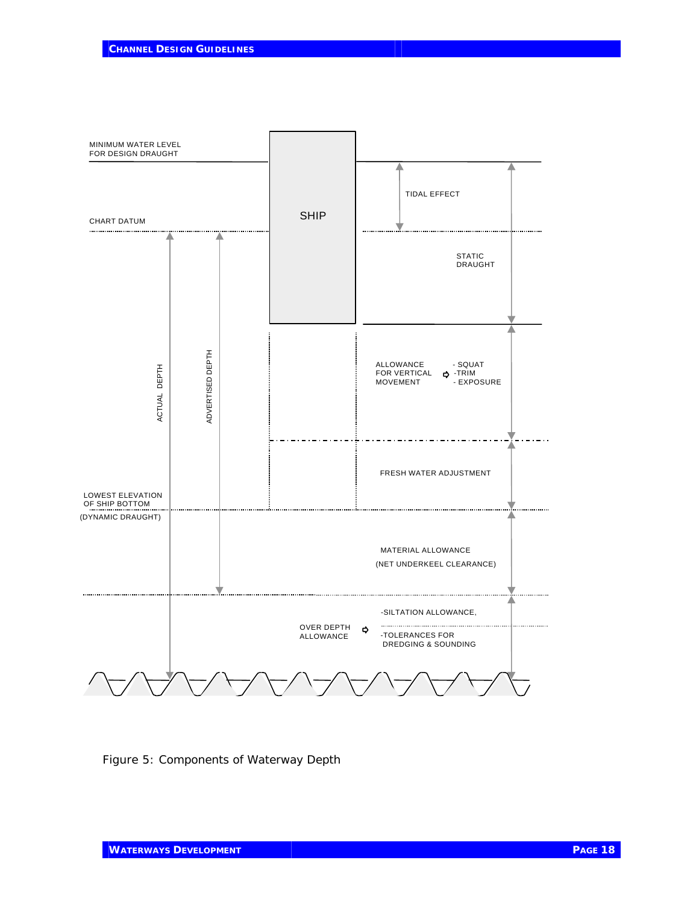MINIMUM WATER LEVEL FOR DESIGN DRAUGHT

CHART DATUM

SHIP

TIDAL EFFECT

STATIC DRAUGHT

ACTUAL DEPTH

ADVERTISED DEPTH

ALLOWANCE FOR VERTICAL MOVEMENT

- SQUAT
- TRIM
- EXPOSURE

FRESH WATER ADJUSTMENT

LOWEST ELEVATION OF SHIP BOTTOM (DYNAMIC DRAUGHT)

MATERIAL ALLOWANCE (NET UNDERKEEL CLEARANCE)

OVER DEPTH ALLOWANCE

- SILTATION ALLOWANCE,
- TOLERANCES FOR DREDGING & SOUNDING

Figure 5: Components of Waterway Depth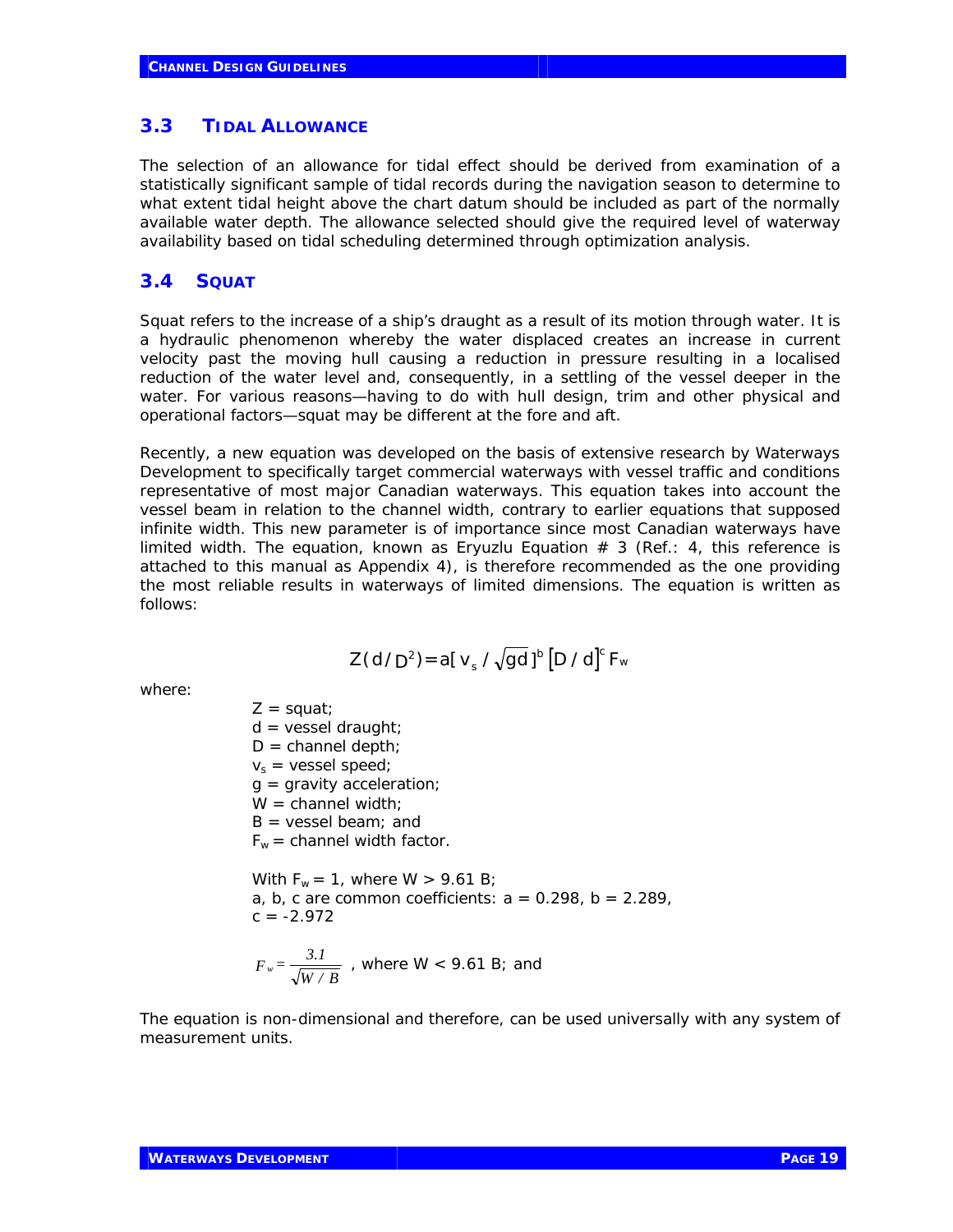## 3.3 TIDAL ALLOWANCE

The selection of an allowance for tidal effect should be derived from examination of a statistically significant sample of tidal records during the navigation season to determine to what extent tidal height above the chart datum should be included as part of the normally available water depth. The allowance selected should give the required level of waterway availability based on tidal scheduling determined through optimization analysis.

## 3.4 SQUAT

Squat refers to the increase of a ship's draught as a result of its motion through water. It is a hydraulic phenomenon whereby the water displaced creates an increase in current velocity past the moving hull causing a reduction in pressure resulting in a localised reduction of the water level and, consequently, in a settling of the vessel deeper in the water. For various reasons—having to do with hull design, trim and other physical and operational factors—squat may be different at the fore and aft.

Recently, a new equation was developed on the basis of extensive research by Waterways Development to specifically target commercial waterways with vessel traffic and conditions representative of most major Canadian waterways. This equation takes into account the vessel beam in relation to the channel width, contrary to earlier equations that supposed infinite width. This new parameter is of importance since most Canadian waterways have limited width. The equation, known as Eryuzlu Equation # 3 (Ref.: 4, this reference is attached to this manual as Appendix 4), is therefore recommended as the one providing the most reliable results in waterways of limited dimensions. The equation is written as follows:

$$Z(d/D^2) = a[v_s/\sqrt{gd}]^b [D/d]^c F_w$$

where:

$Z$ = squat;
$d$ = vessel draught;
$D$ = channel depth;
$v_s$ = vessel speed;
$g$ = gravity acceleration;
$W$ = channel width;
$B$ = vessel beam; and
$F_w$ = channel width factor.

With $F_w = 1$, where $W > 9.61\ B$;
a, b, c are common coefficients: $a = 0.298$, $b = 2.289$, $c = -2.972$

$F_w = \dfrac{3.1}{\sqrt{W/B}}$ , where $W < 9.61\ B$; and

The equation is non-dimensional and therefore, can be used universally with any system of measurement units.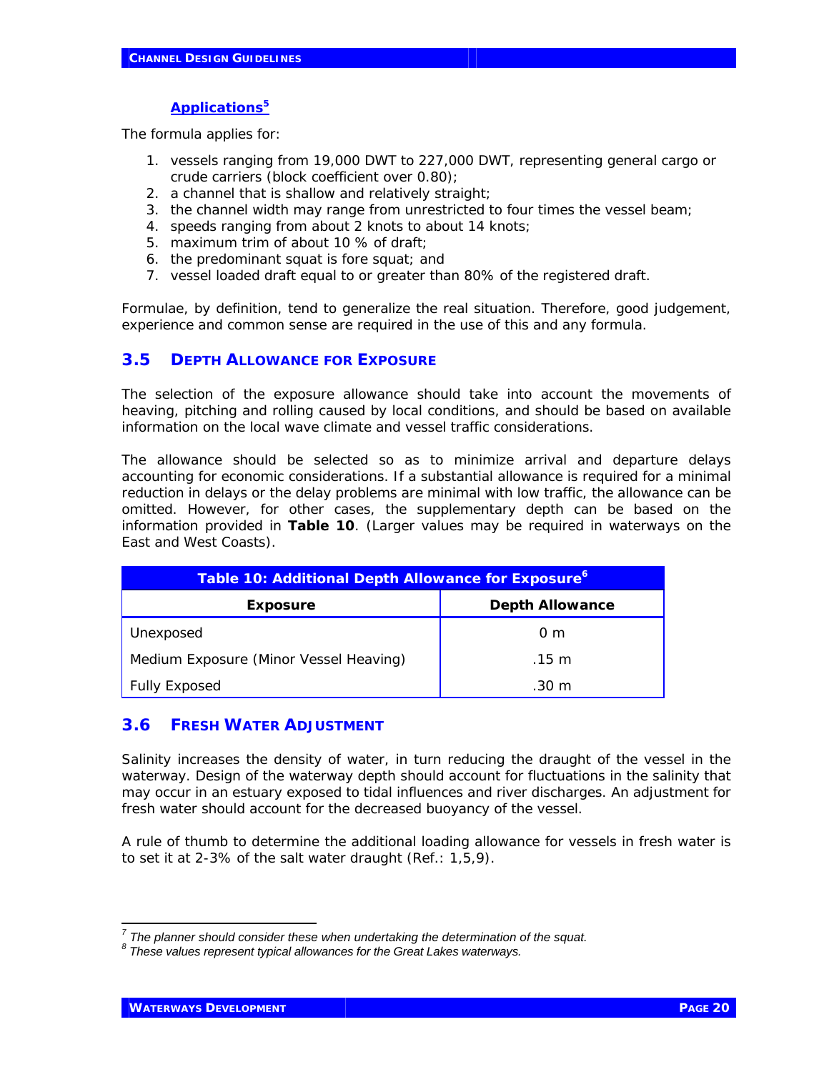### Applications[5]

The formula applies for:

1. vessels ranging from 19,000 DWT to 227,000 DWT, representing general cargo or crude carriers (block coefficient over 0.80);
2. a channel that is shallow and relatively straight;
3. the channel width may range from unrestricted to four times the vessel beam;
4. speeds ranging from about 2 knots to about 14 knots;
5. maximum trim of about 10 % of draft;
6. the predominant squat is fore squat; and
7. vessel loaded draft equal to or greater than 80% of the registered draft.

Formulae, by definition, tend to generalize the real situation. Therefore, good judgement, experience and common sense are required in the use of this and any formula.

## 3.5 DEPTH ALLOWANCE FOR EXPOSURE

The selection of the exposure allowance should take into account the movements of heaving, pitching and rolling caused by local conditions, and should be based on available information on the local wave climate and vessel traffic considerations.

The allowance should be selected so as to minimize arrival and departure delays accounting for economic considerations. If a substantial allowance is required for a minimal reduction in delays or the delay problems are minimal with low traffic, the allowance can be omitted. However, for other cases, the supplementary depth can be based on the information provided in **Table 10**. (Larger values may be required in waterways on the East and West Coasts).

**Table 10: Additional Depth Allowance for Exposure[6]**

| Exposure | Depth Allowance |
|---|---|
| Unexposed | 0 m |
| Medium Exposure (Minor Vessel Heaving) | .15 m |
| Fully Exposed | .30 m |

## 3.6 FRESH WATER ADJUSTMENT

Salinity increases the density of water, in turn reducing the draught of the vessel in the waterway. Design of the waterway depth should account for fluctuations in the salinity that may occur in an estuary exposed to tidal influences and river discharges. An adjustment for fresh water should account for the decreased buoyancy of the vessel.

A rule of thumb to determine the additional loading allowance for vessels in fresh water is to set it at 2-3% of the salt water draught (Ref.: 1,5,9).

---

[7] *The planner should consider these when undertaking the determination of the squat.*

[8] *These values represent typical allowances for the Great Lakes waterways.*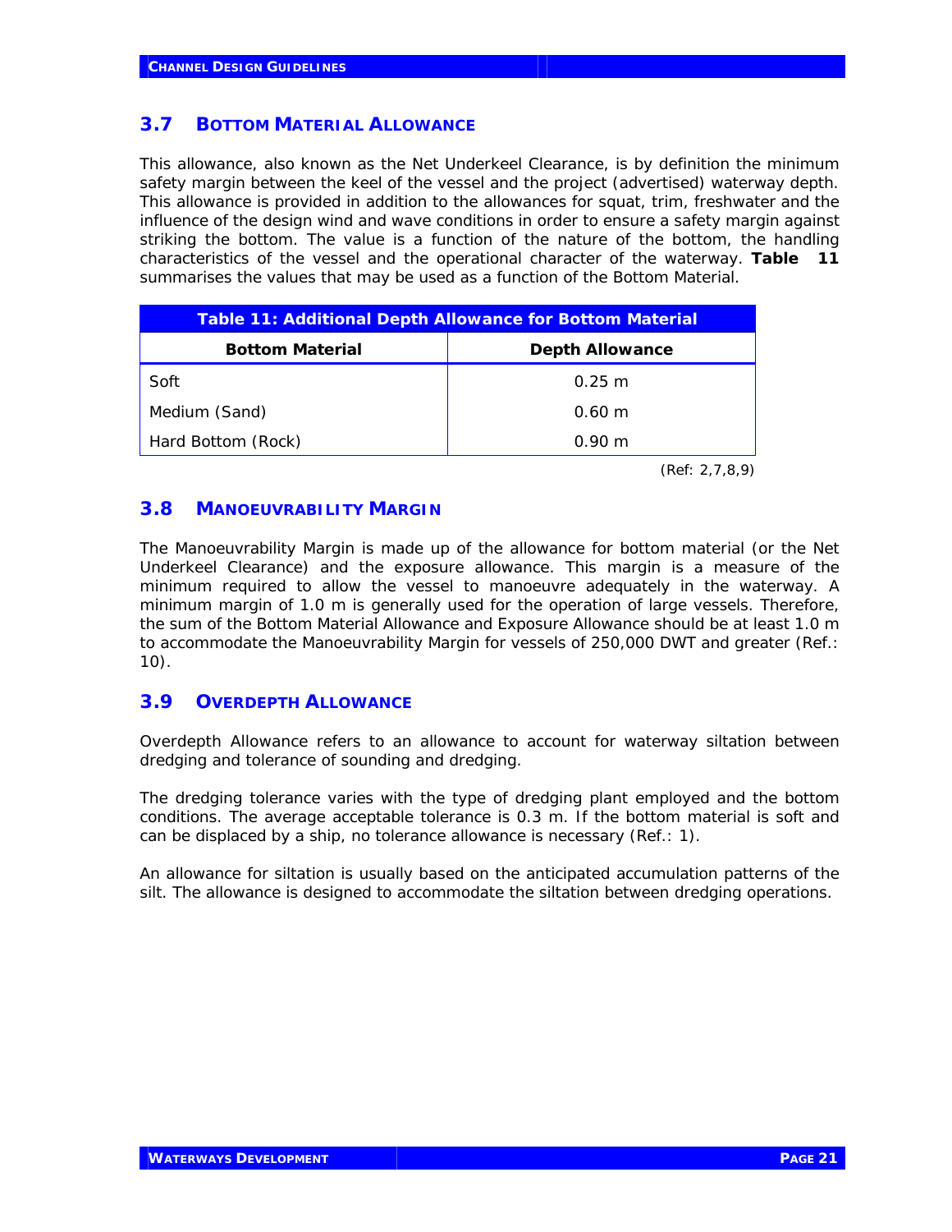## 3.7 BOTTOM MATERIAL ALLOWANCE

This allowance, also known as the Net Underkeel Clearance, is by definition the minimum safety margin between the keel of the vessel and the project (advertised) waterway depth. This allowance is provided in addition to the allowances for squat, trim, freshwater and the influence of the design wind and wave conditions in order to ensure a safety margin against striking the bottom. The value is a function of the nature of the bottom, the handling characteristics of the vessel and the operational character of the waterway. **Table 11** summarises the values that may be used as a function of the Bottom Material.

**Table 11: Additional Depth Allowance for Bottom Material**

| Bottom Material | Depth Allowance |
|---|---|
| Soft | 0.25 m |
| Medium (Sand) | 0.60 m |
| Hard Bottom (Rock) | 0.90 m |

(Ref: 2,7,8,9)

## 3.8 MANOEUVRABILITY MARGIN

The Manoeuvrability Margin is made up of the allowance for bottom material (or the Net Underkeel Clearance) and the exposure allowance. This margin is a measure of the minimum required to allow the vessel to manoeuvre adequately in the waterway. A minimum margin of 1.0 m is generally used for the operation of large vessels. Therefore, the sum of the Bottom Material Allowance and Exposure Allowance should be at least 1.0 m to accommodate the Manoeuvrability Margin for vessels of 250,000 DWT and greater (Ref.: 10).

## 3.9 OVERDEPTH ALLOWANCE

Overdepth Allowance refers to an allowance to account for waterway siltation between dredging and tolerance of sounding and dredging.

The dredging tolerance varies with the type of dredging plant employed and the bottom conditions. The average acceptable tolerance is 0.3 m. If the bottom material is soft and can be displaced by a ship, no tolerance allowance is necessary (Ref.: 1).

An allowance for siltation is usually based on the anticipated accumulation patterns of the silt. The allowance is designed to accommodate the siltation between dredging operations.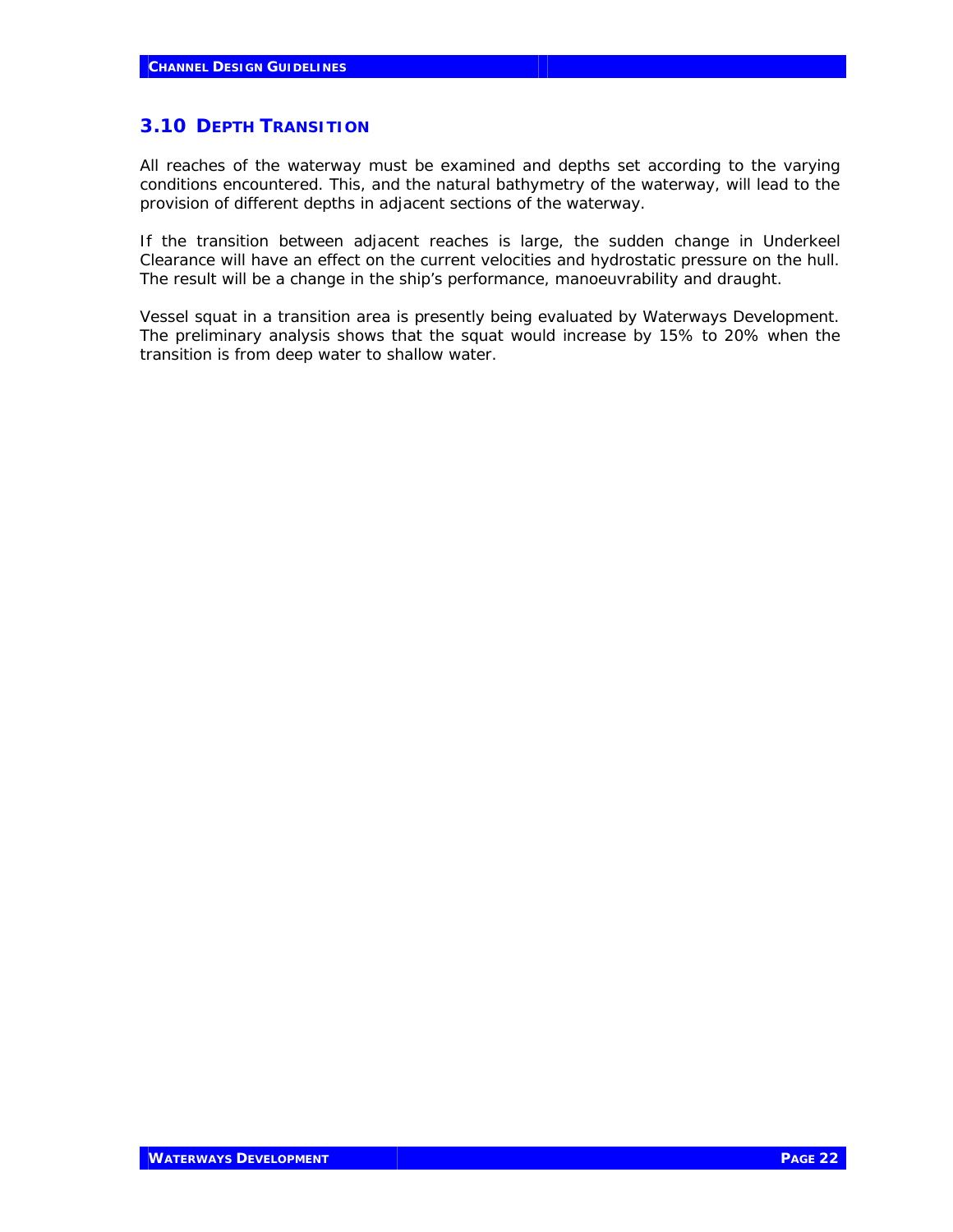## 3.10 DEPTH TRANSITION

All reaches of the waterway must be examined and depths set according to the varying conditions encountered. This, and the natural bathymetry of the waterway, will lead to the provision of different depths in adjacent sections of the waterway.

If the transition between adjacent reaches is large, the sudden change in Underkeel Clearance will have an effect on the current velocities and hydrostatic pressure on the hull. The result will be a change in the ship's performance, manoeuvrability and draught.

Vessel squat in a transition area is presently being evaluated by Waterways Development. The preliminary analysis shows that the squat would increase by 15% to 20% when the transition is from deep water to shallow water.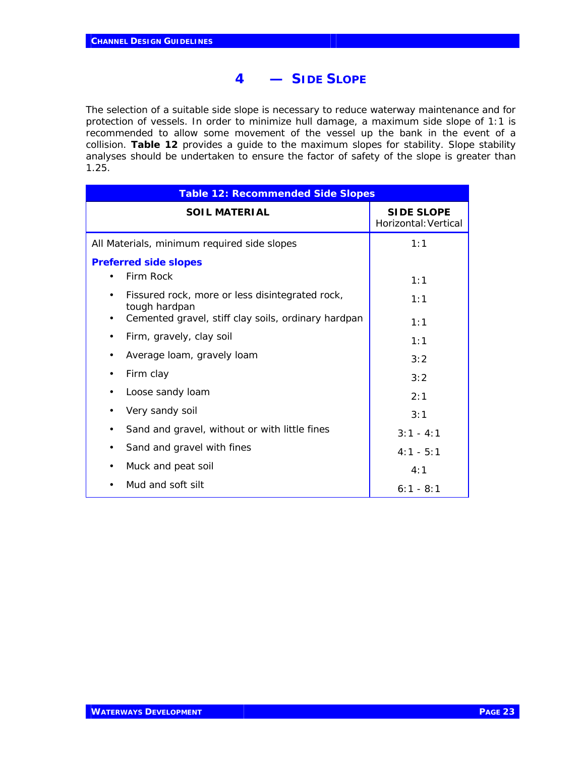# 4 — SIDE SLOPE

The selection of a suitable side slope is necessary to reduce waterway maintenance and for protection of vessels. In order to minimize hull damage, a maximum side slope of 1:1 is recommended to allow some movement of the vessel up the bank in the event of a collision. **Table 12** provides a guide to the maximum slopes for stability. Slope stability analyses should be undertaken to ensure the factor of safety of the slope is greater than 1.25.

**Table 12: Recommended Side Slopes**

| SOIL MATERIAL | SIDE SLOPE Horizontal:Vertical |
|---|---|
| All Materials, minimum required side slopes | 1:1 |
| **Preferred side slopes** | |
| • Firm Rock | 1:1 |
| • Fissured rock, more or less disintegrated rock, tough hardpan | 1:1 |
| • Cemented gravel, stiff clay soils, ordinary hardpan | 1:1 |
| • Firm, gravely, clay soil | 1:1 |
| • Average loam, gravely loam | 3:2 |
| • Firm clay | 3:2 |
| • Loose sandy loam | 2:1 |
| • Very sandy soil | 3:1 |
| • Sand and gravel, without or with little fines | 3:1 - 4:1 |
| • Sand and gravel with fines | 4:1 - 5:1 |
| • Muck and peat soil | 4:1 |
| • Mud and soft silt | 6:1 - 8:1 |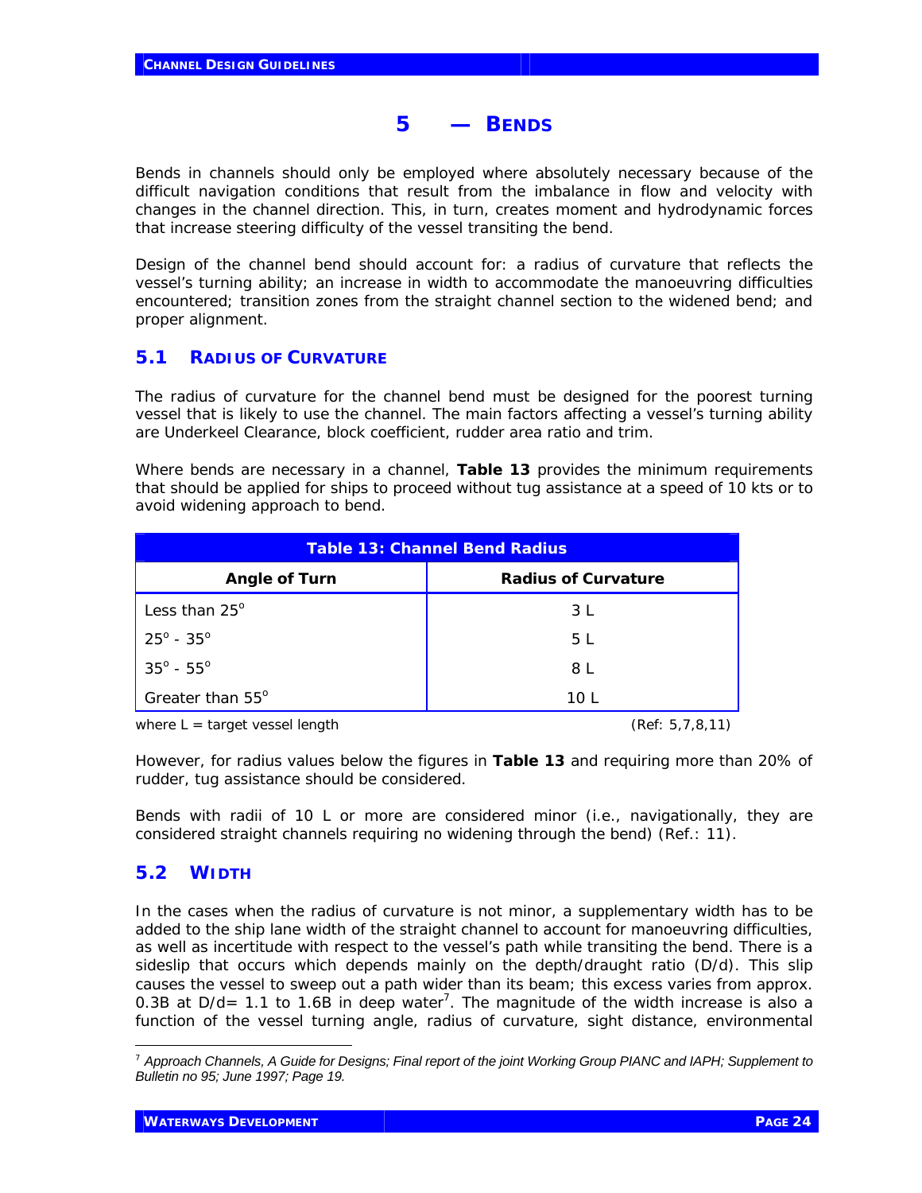# 5 — BENDS

Bends in channels should only be employed where absolutely necessary because of the difficult navigation conditions that result from the imbalance in flow and velocity with changes in the channel direction. This, in turn, creates moment and hydrodynamic forces that increase steering difficulty of the vessel transiting the bend.

Design of the channel bend should account for: a radius of curvature that reflects the vessel's turning ability; an increase in width to accommodate the manoeuvring difficulties encountered; transition zones from the straight channel section to the widened bend; and proper alignment.

## 5.1 RADIUS OF CURVATURE

The radius of curvature for the channel bend must be designed for the poorest turning vessel that is likely to use the channel. The main factors affecting a vessel's turning ability are Underkeel Clearance, block coefficient, rudder area ratio and trim.

Where bends are necessary in a channel, **Table 13** provides the minimum requirements that should be applied for ships to proceed without tug assistance at a speed of 10 kts or to avoid widening approach to bend.

**Table 13: Channel Bend Radius**

| Angle of Turn | Radius of Curvature |
|---|---|
| Less than 25° | 3 L |
| 25° - 35° | 5 L |
| 35° - 55° | 8 L |
| Greater than 55° | 10 L |

where L = target vessel length (Ref: 5,7,8,11)

However, for radius values below the figures in **Table 13** and requiring more than 20% of rudder, tug assistance should be considered.

Bends with radii of 10 L or more are considered minor (i.e., navigationally, they are considered straight channels requiring no widening through the bend) (Ref.: 11).

## 5.2 WIDTH

In the cases when the radius of curvature is not minor, a supplementary width has to be added to the ship lane width of the straight channel to account for manoeuvring difficulties, as well as incertitude with respect to the vessel's path while transiting the bend. There is a sideslip that occurs which depends mainly on the depth/draught ratio (D/d). This slip causes the vessel to sweep out a path wider than its beam; this excess varies from approx. 0.3B at D/d= 1.1 to 1.6B in deep water[7]. The magnitude of the width increase is also a function of the vessel turning angle, radius of curvature, sight distance, environmental

[7] *Approach Channels, A Guide for Designs; Final report of the joint Working Group PIANC and IAPH; Supplement to Bulletin no 95; June 1997; Page 19.*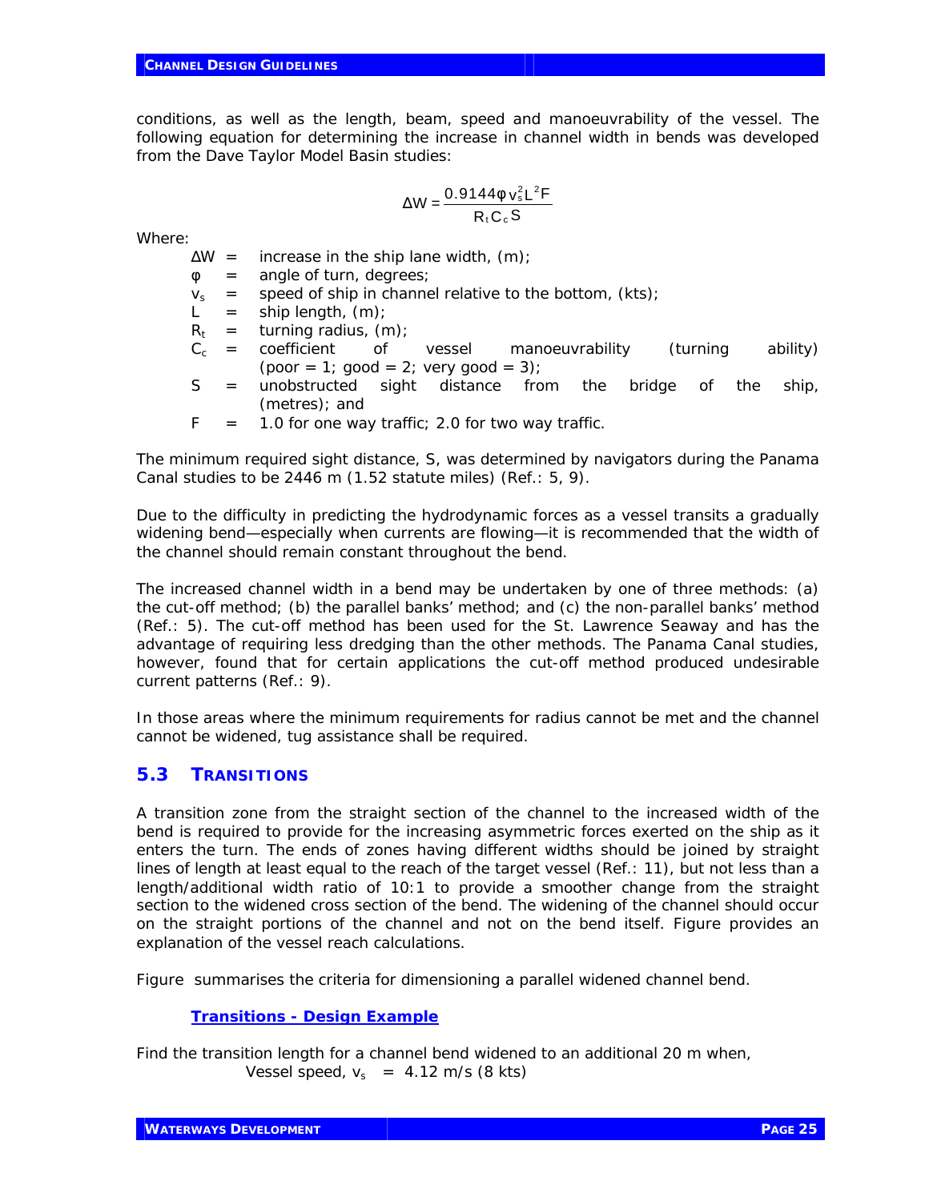conditions, as well as the length, beam, speed and manoeuvrability of the vessel. The following equation for determining the increase in channel width in bends was developed from the Dave Taylor Model Basin studies:

$$\Delta W = \frac{0.9144\phi v_s^2 L^2 F}{R_t C_c S}$$

Where:

- $\Delta W$ = increase in the ship lane width, (m);
- $\phi$ = angle of turn, degrees;
- $v_s$ = speed of ship in channel relative to the bottom, (kts);
- $L$ = ship length, (m);
- $R_t$ = turning radius, (m);
- $C_c$ = coefficient of vessel manoeuvrability (turning ability) (poor = 1; good = 2; very good = 3);
- $S$ = unobstructed sight distance from the bridge of the ship, (metres); and
- $F$ = 1.0 for one way traffic; 2.0 for two way traffic.

The minimum required sight distance, S, was determined by navigators during the Panama Canal studies to be 2446 m (1.52 statute miles) (Ref.: 5, 9).

Due to the difficulty in predicting the hydrodynamic forces as a vessel transits a gradually widening bend—especially when currents are flowing—it is recommended that the width of the channel should remain constant throughout the bend.

The increased channel width in a bend may be undertaken by one of three methods: (a) the cut-off method; (b) the parallel banks' method; and (c) the non-parallel banks' method (Ref.: 5). The cut-off method has been used for the St. Lawrence Seaway and has the advantage of requiring less dredging than the other methods. The Panama Canal studies, however, found that for certain applications the cut-off method produced undesirable current patterns (Ref.: 9).

In those areas where the minimum requirements for radius cannot be met and the channel cannot be widened, tug assistance shall be required.

## 5.3 TRANSITIONS

A transition zone from the straight section of the channel to the increased width of the bend is required to provide for the increasing asymmetric forces exerted on the ship as it enters the turn. The ends of zones having different widths should be joined by straight lines of length at least equal to the reach of the target vessel (Ref.: 11), but not less than a length/additional width ratio of 10:1 to provide a smoother change from the straight section to the widened cross section of the bend. The widening of the channel should occur on the straight portions of the channel and not on the bend itself. Figure provides an explanation of the vessel reach calculations.

Figure summarises the criteria for dimensioning a parallel widened channel bend.

**Transitions - Design Example**

Find the transition length for a channel bend widened to an additional 20 m when,

Vessel speed, $v_s$ = 4.12 m/s (8 kts)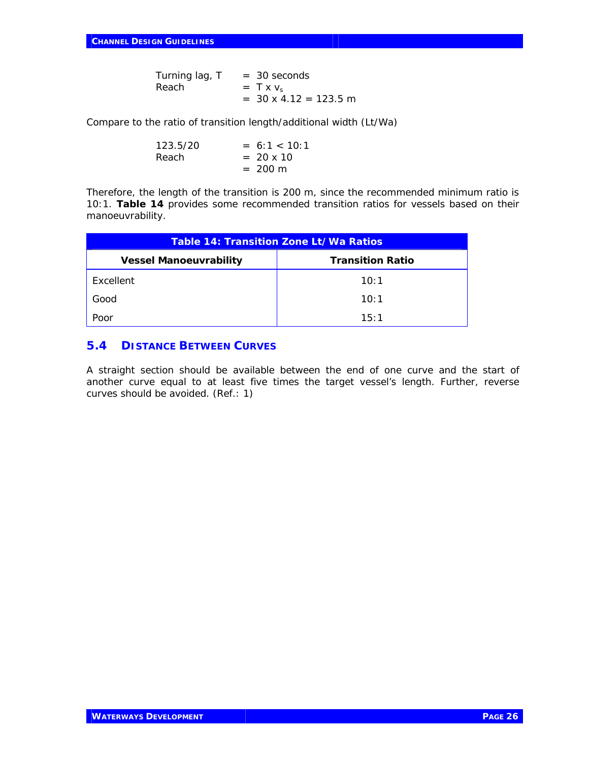Turning lag, T = 30 seconds
Reach = T x $v_s$
= 30 x 4.12 = 123.5 m

Compare to the ratio of transition length/additional width (Lt/Wa)

123.5/20 = 6:1 < 10:1
Reach = 20 x 10
= 200 m

Therefore, the length of the transition is 200 m, since the recommended minimum ratio is 10:1. **Table 14** provides some recommended transition ratios for vessels based on their manoeuvrability.

**Table 14: Transition Zone Lt/Wa Ratios**

| Vessel Manoeuvrability | Transition Ratio |
|---|---|
| Excellent | 10:1 |
| Good | 10:1 |
| Poor | 15:1 |

## 5.4 DISTANCE BETWEEN CURVES

A straight section should be available between the end of one curve and the start of another curve equal to at least five times the target vessel's length. Further, reverse curves should be avoided. (Ref.: 1)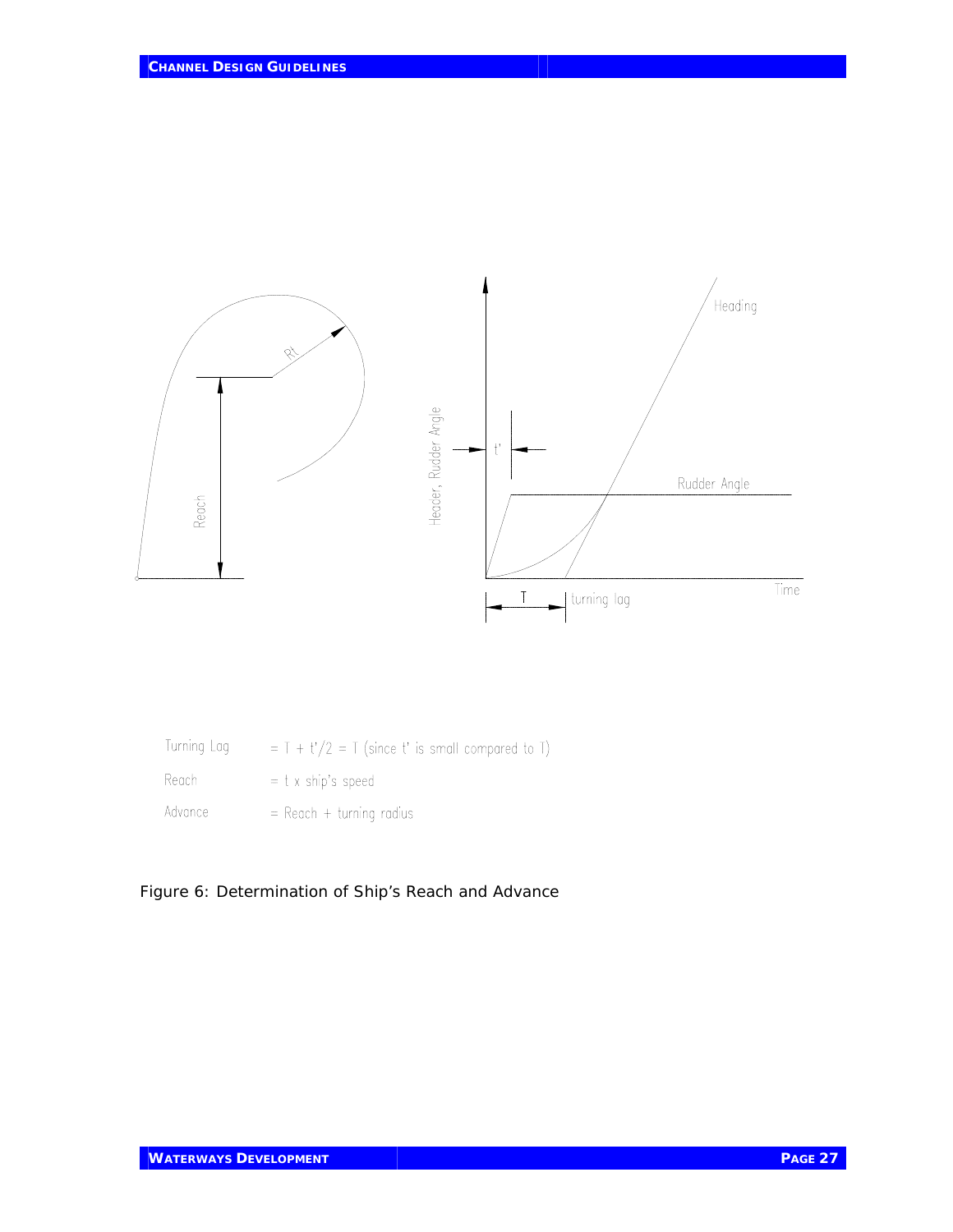Turning Lag = T + t'/2 = T (since t' is small compared to T)

Reach = t x ship's speed

Advance = Reach + turning radius

Figure 6: Determination of Ship's Reach and Advance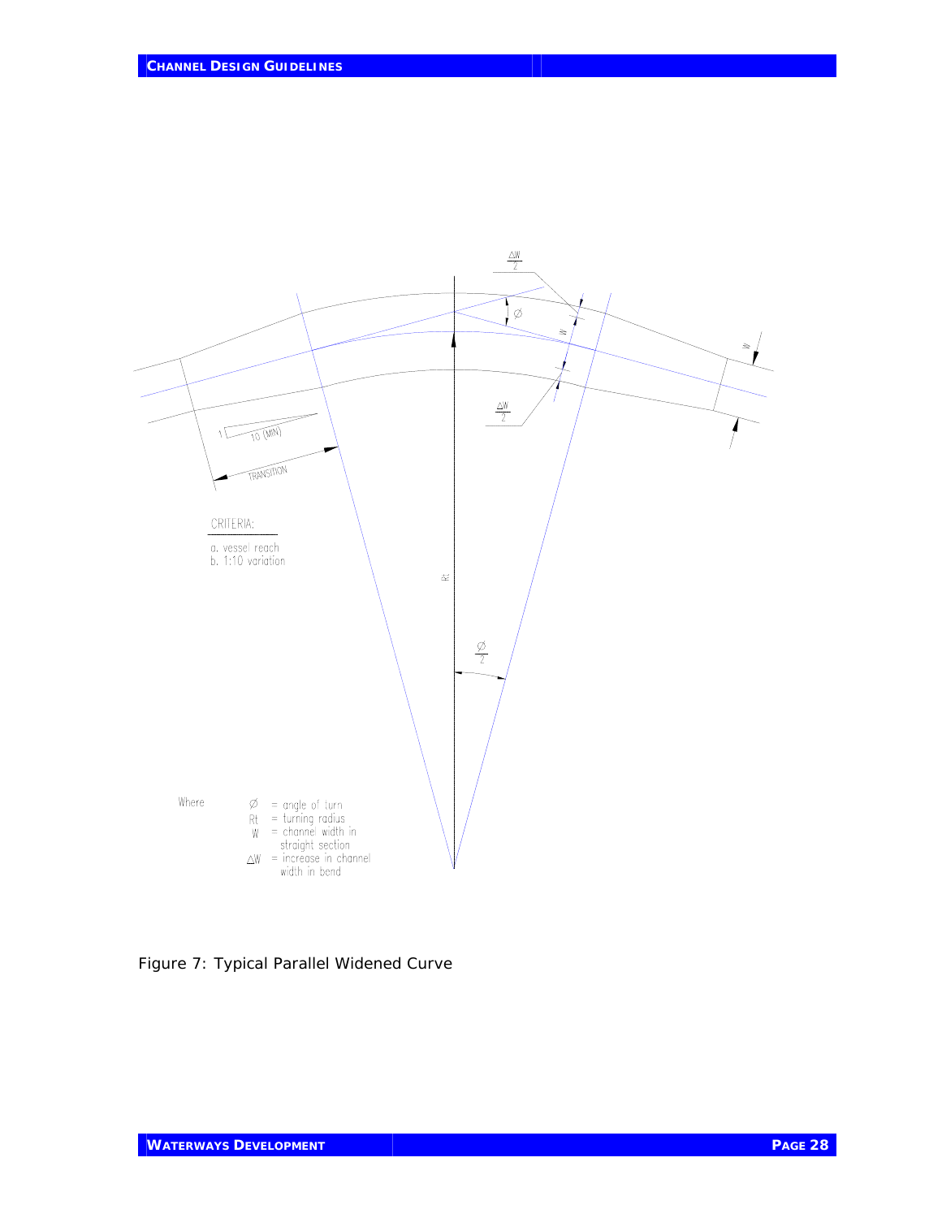CRITERIA:

a. vessel reach
b. 1:10 variation

Where
- Ø = angle of turn
- Rt = turning radius
- W = channel width in straight section
- ΔW = increase in channel width in bend

Figure 7: Typical Parallel Widened Curve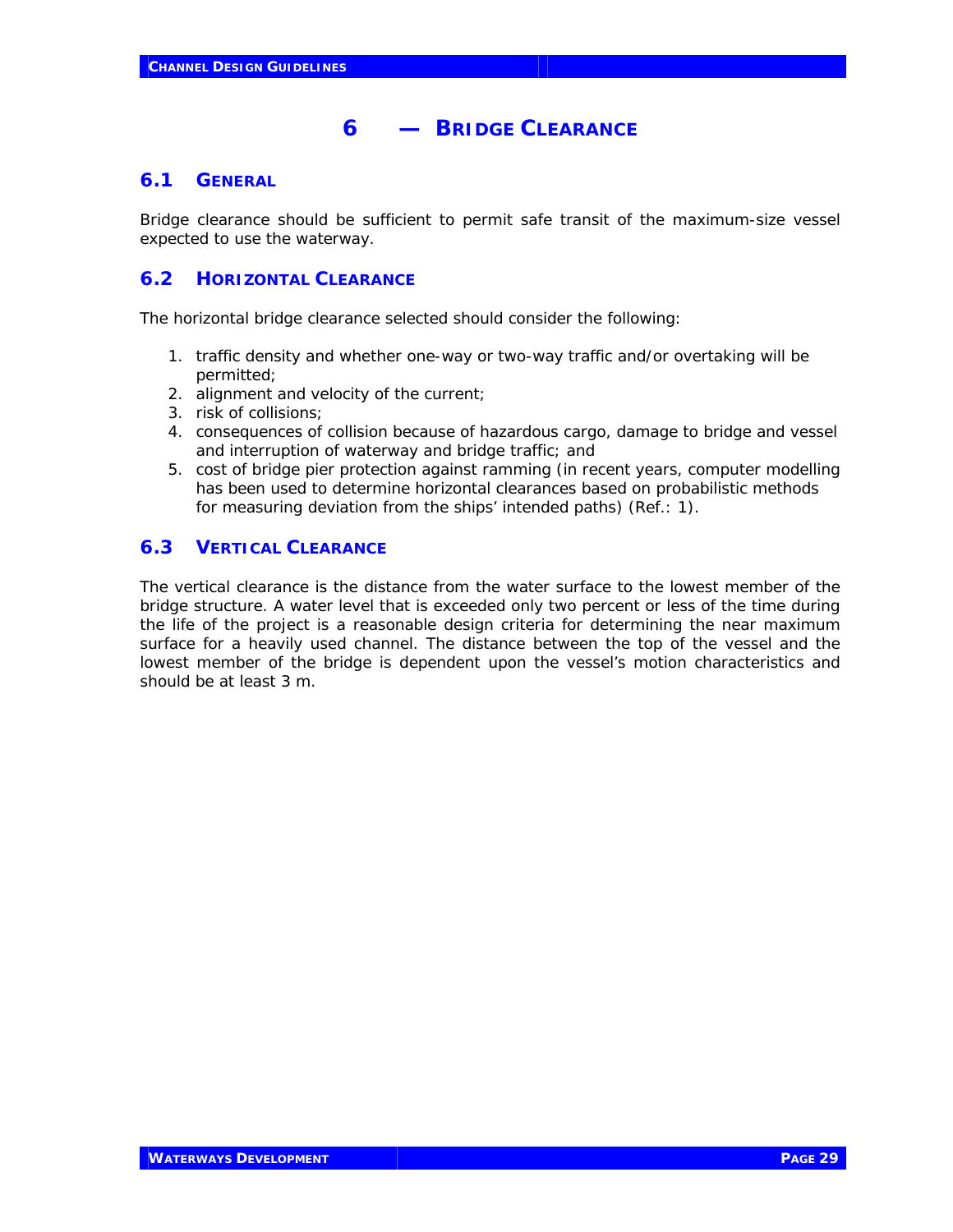# 6 — BRIDGE CLEARANCE

## 6.1 GENERAL

Bridge clearance should be sufficient to permit safe transit of the maximum-size vessel expected to use the waterway.

## 6.2 HORIZONTAL CLEARANCE

The horizontal bridge clearance selected should consider the following:

1. traffic density and whether one-way or two-way traffic and/or overtaking will be permitted;
2. alignment and velocity of the current;
3. risk of collisions;
4. consequences of collision because of hazardous cargo, damage to bridge and vessel and interruption of waterway and bridge traffic; and
5. cost of bridge pier protection against ramming (in recent years, computer modelling has been used to determine horizontal clearances based on probabilistic methods for measuring deviation from the ships' intended paths) (Ref.: 1).

## 6.3 VERTICAL CLEARANCE

The vertical clearance is the distance from the water surface to the lowest member of the bridge structure. A water level that is exceeded only two percent or less of the time during the life of the project is a reasonable design criteria for determining the near maximum surface for a heavily used channel. The distance between the top of the vessel and the lowest member of the bridge is dependent upon the vessel's motion characteristics and should be at least 3 m.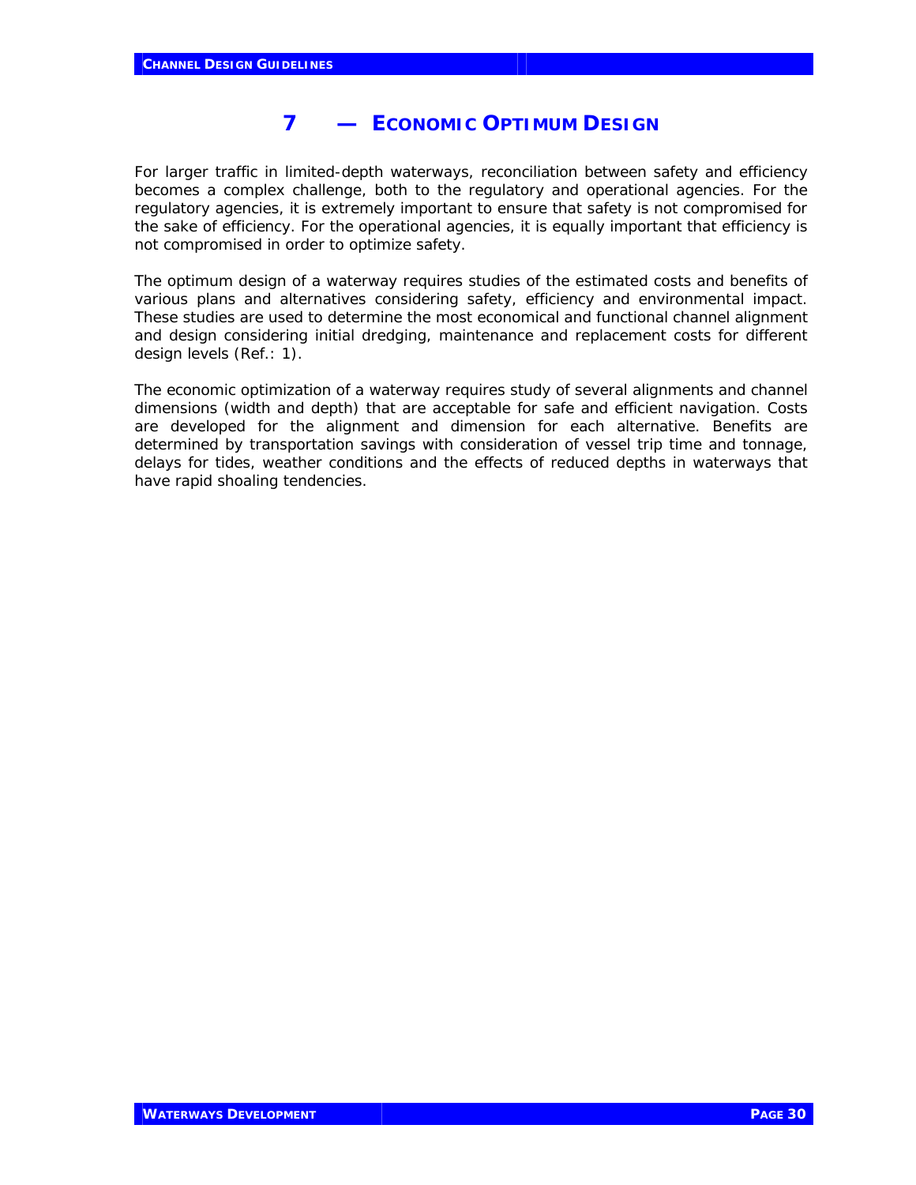# 7 — Economic Optimum Design

For larger traffic in limited-depth waterways, reconciliation between safety and efficiency becomes a complex challenge, both to the regulatory and operational agencies. For the regulatory agencies, it is extremely important to ensure that safety is not compromised for the sake of efficiency. For the operational agencies, it is equally important that efficiency is not compromised in order to optimize safety.

The optimum design of a waterway requires studies of the estimated costs and benefits of various plans and alternatives considering safety, efficiency and environmental impact. These studies are used to determine the most economical and functional channel alignment and design considering initial dredging, maintenance and replacement costs for different design levels (Ref.: 1).

The economic optimization of a waterway requires study of several alignments and channel dimensions (width and depth) that are acceptable for safe and efficient navigation. Costs are developed for the alignment and dimension for each alternative. Benefits are determined by transportation savings with consideration of vessel trip time and tonnage, delays for tides, weather conditions and the effects of reduced depths in waterways that have rapid shoaling tendencies.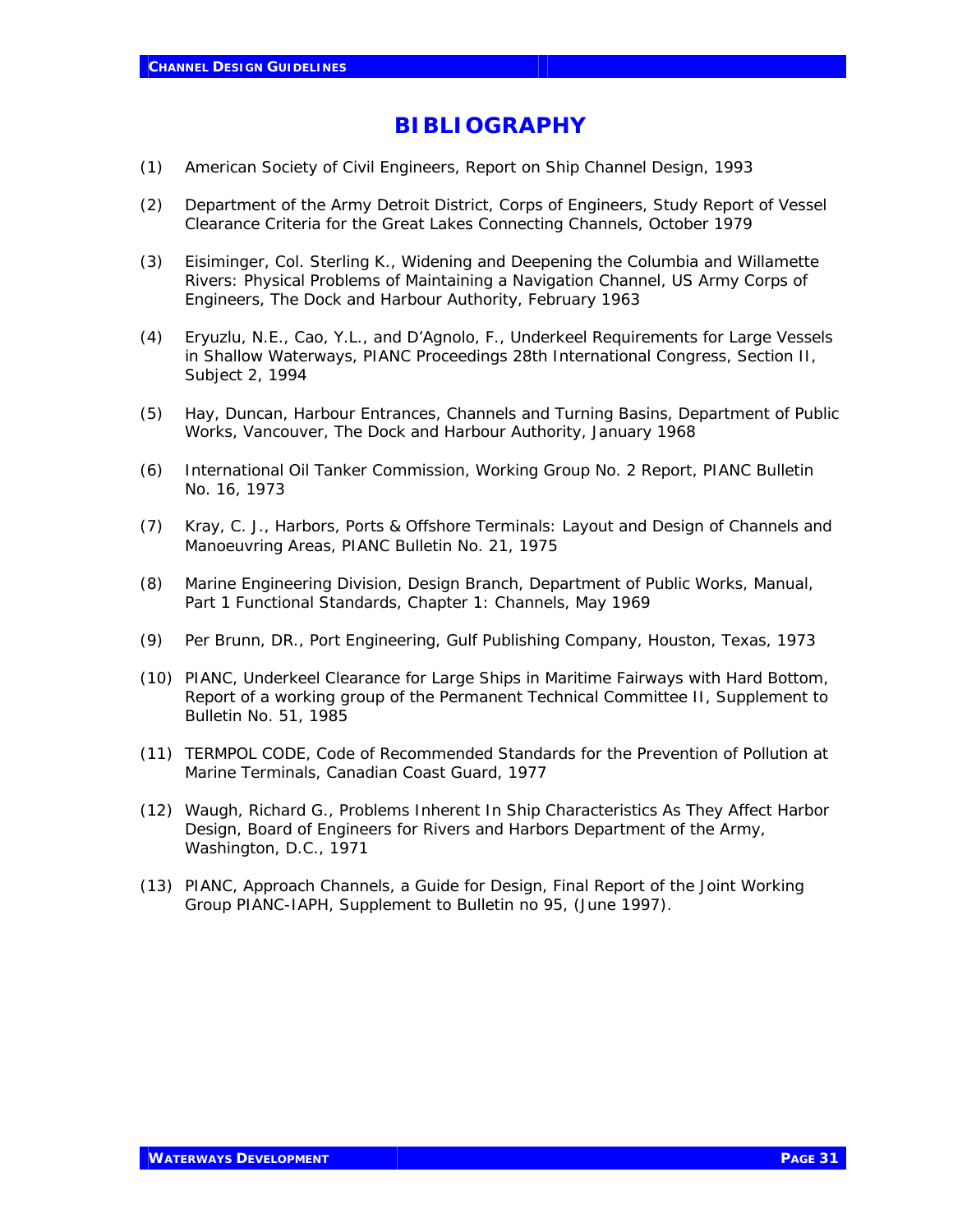# BIBLIOGRAPHY

(1) American Society of Civil Engineers, Report on Ship Channel Design, 1993

(2) Department of the Army Detroit District, Corps of Engineers, Study Report of Vessel Clearance Criteria for the Great Lakes Connecting Channels, October 1979

(3) Eisiminger, Col. Sterling K., Widening and Deepening the Columbia and Willamette Rivers: Physical Problems of Maintaining a Navigation Channel, US Army Corps of Engineers, The Dock and Harbour Authority, February 1963

(4) Eryuzlu, N.E., Cao, Y.L., and D'Agnolo, F., Underkeel Requirements for Large Vessels in Shallow Waterways, PIANC Proceedings 28th International Congress, Section II, Subject 2, 1994

(5) Hay, Duncan, Harbour Entrances, Channels and Turning Basins, Department of Public Works, Vancouver, The Dock and Harbour Authority, January 1968

(6) International Oil Tanker Commission, Working Group No. 2 Report, PIANC Bulletin No. 16, 1973

(7) Kray, C. J., Harbors, Ports & Offshore Terminals: Layout and Design of Channels and Manoeuvring Areas, PIANC Bulletin No. 21, 1975

(8) Marine Engineering Division, Design Branch, Department of Public Works, Manual, Part 1 Functional Standards, Chapter 1: Channels, May 1969

(9) Per Brunn, DR., Port Engineering, Gulf Publishing Company, Houston, Texas, 1973

(10) PIANC, Underkeel Clearance for Large Ships in Maritime Fairways with Hard Bottom, Report of a working group of the Permanent Technical Committee II, Supplement to Bulletin No. 51, 1985

(11) TERMPOL CODE, Code of Recommended Standards for the Prevention of Pollution at Marine Terminals, Canadian Coast Guard, 1977

(12) Waugh, Richard G., Problems Inherent In Ship Characteristics As They Affect Harbor Design, Board of Engineers for Rivers and Harbors Department of the Army, Washington, D.C., 1971

(13) PIANC, Approach Channels, a Guide for Design, Final Report of the Joint Working Group PIANC-IAPH, Supplement to Bulletin no 95, (June 1997).